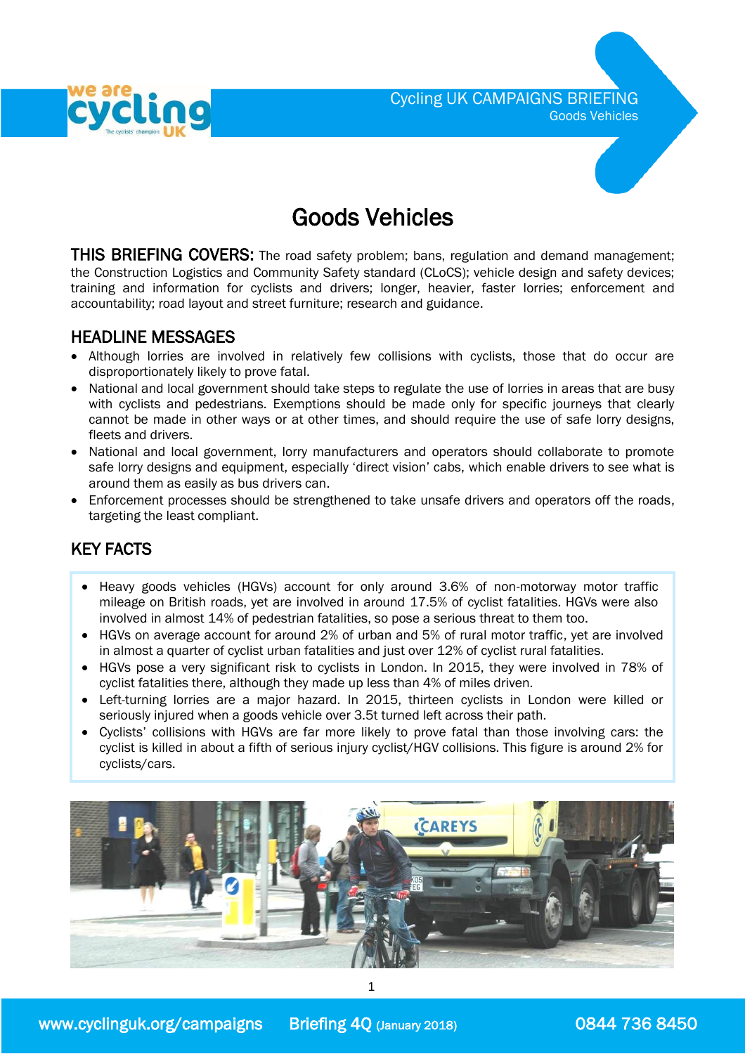Cycling UK CAMPAIGNS BRIEFING
Goods Vehicles

# Goods Vehicles

**THIS BRIEFING COVERS:** The road safety problem; bans, regulation and demand management; the Construction Logistics and Community Safety standard (CLoCS); vehicle design and safety devices; training and information for cyclists and drivers; longer, heavier, faster lorries; enforcement and accountability; road layout and street furniture; research and guidance.

## HEADLINE MESSAGES

- Although lorries are involved in relatively few collisions with cyclists, those that do occur are disproportionately likely to prove fatal.
- National and local government should take steps to regulate the use of lorries in areas that are busy with cyclists and pedestrians. Exemptions should be made only for specific journeys that clearly cannot be made in other ways or at other times, and should require the use of safe lorry designs, fleets and drivers.
- National and local government, lorry manufacturers and operators should collaborate to promote safe lorry designs and equipment, especially 'direct vision' cabs, which enable drivers to see what is around them as easily as bus drivers can.
- Enforcement processes should be strengthened to take unsafe drivers and operators off the roads, targeting the least compliant.

## KEY FACTS

- Heavy goods vehicles (HGVs) account for only around 3.6% of non-motorway motor traffic mileage on British roads, yet are involved in around 17.5% of cyclist fatalities. HGVs were also involved in almost 14% of pedestrian fatalities, so pose a serious threat to them too.
- HGVs on average account for around 2% of urban and 5% of rural motor traffic, yet are involved in almost a quarter of cyclist urban fatalities and just over 12% of cyclist rural fatalities.
- HGVs pose a very significant risk to cyclists in London. In 2015, they were involved in 78% of cyclist fatalities there, although they made up less than 4% of miles driven.
- Left-turning lorries are a major hazard. In 2015, thirteen cyclists in London were killed or seriously injured when a goods vehicle over 3.5t turned left across their path.
- Cyclists' collisions with HGVs are far more likely to prove fatal than those involving cars: the cyclist is killed in about a fifth of serious injury cyclist/HGV collisions. This figure is around 2% for cyclists/cars.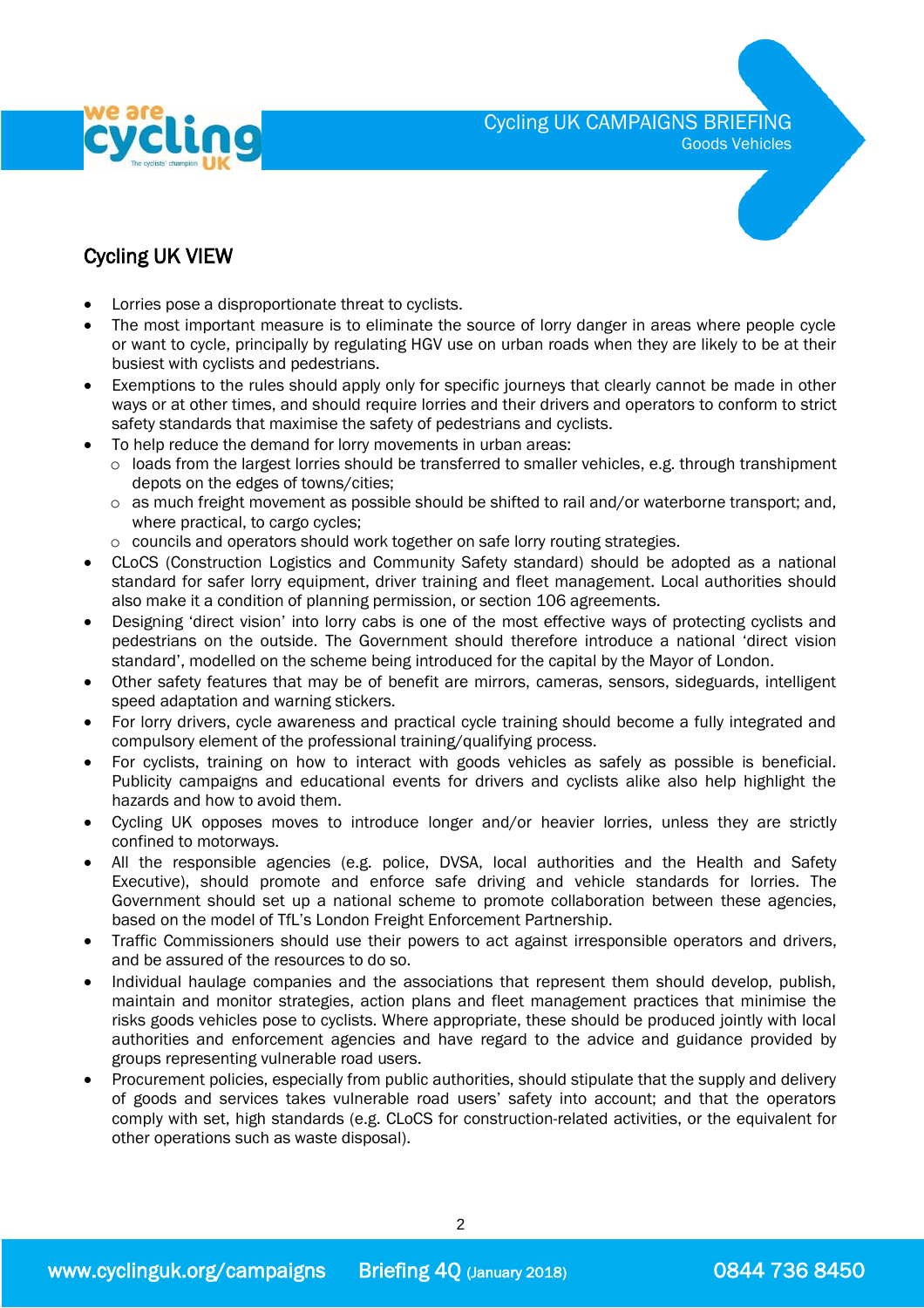## Cycling UK VIEW

- Lorries pose a disproportionate threat to cyclists.
- The most important measure is to eliminate the source of lorry danger in areas where people cycle or want to cycle, principally by regulating HGV use on urban roads when they are likely to be at their busiest with cyclists and pedestrians.
- Exemptions to the rules should apply only for specific journeys that clearly cannot be made in other ways or at other times, and should require lorries and their drivers and operators to conform to strict safety standards that maximise the safety of pedestrians and cyclists.
- To help reduce the demand for lorry movements in urban areas:
  - loads from the largest lorries should be transferred to smaller vehicles, e.g. through transhipment depots on the edges of towns/cities;
  - as much freight movement as possible should be shifted to rail and/or waterborne transport; and, where practical, to cargo cycles;
  - councils and operators should work together on safe lorry routing strategies.
- CLoCS (Construction Logistics and Community Safety standard) should be adopted as a national standard for safer lorry equipment, driver training and fleet management. Local authorities should also make it a condition of planning permission, or section 106 agreements.
- Designing 'direct vision' into lorry cabs is one of the most effective ways of protecting cyclists and pedestrians on the outside. The Government should therefore introduce a national 'direct vision standard', modelled on the scheme being introduced for the capital by the Mayor of London.
- Other safety features that may be of benefit are mirrors, cameras, sensors, sideguards, intelligent speed adaptation and warning stickers.
- For lorry drivers, cycle awareness and practical cycle training should become a fully integrated and compulsory element of the professional training/qualifying process.
- For cyclists, training on how to interact with goods vehicles as safely as possible is beneficial. Publicity campaigns and educational events for drivers and cyclists alike also help highlight the hazards and how to avoid them.
- Cycling UK opposes moves to introduce longer and/or heavier lorries, unless they are strictly confined to motorways.
- All the responsible agencies (e.g. police, DVSA, local authorities and the Health and Safety Executive), should promote and enforce safe driving and vehicle standards for lorries. The Government should set up a national scheme to promote collaboration between these agencies, based on the model of TfL's London Freight Enforcement Partnership.
- Traffic Commissioners should use their powers to act against irresponsible operators and drivers, and be assured of the resources to do so.
- Individual haulage companies and the associations that represent them should develop, publish, maintain and monitor strategies, action plans and fleet management practices that minimise the risks goods vehicles pose to cyclists. Where appropriate, these should be produced jointly with local authorities and enforcement agencies and have regard to the advice and guidance provided by groups representing vulnerable road users.
- Procurement policies, especially from public authorities, should stipulate that the supply and delivery of goods and services takes vulnerable road users' safety into account; and that the operators comply with set, high standards (e.g. CLoCS for construction-related activities, or the equivalent for other operations such as waste disposal).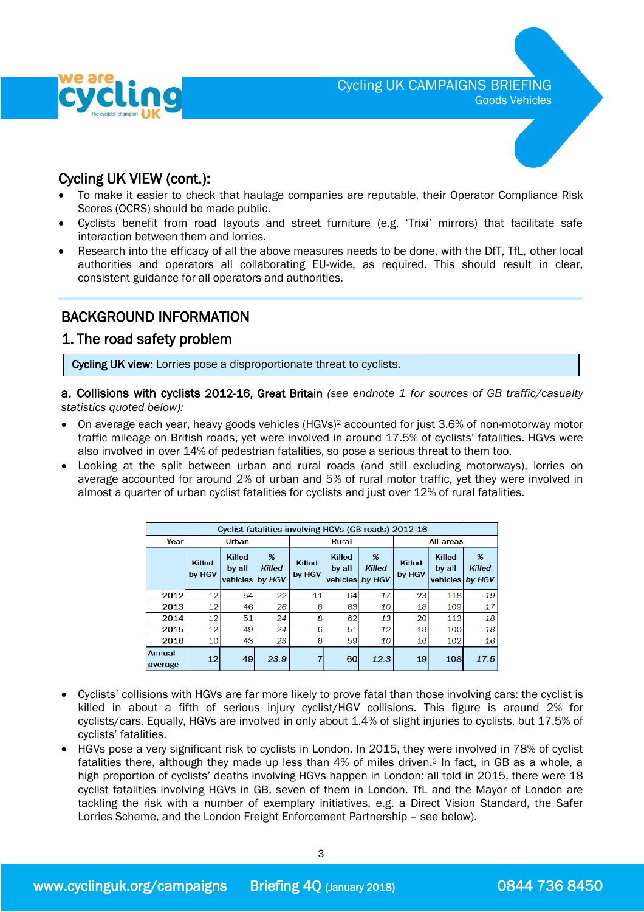## Cycling UK VIEW (cont.):

- To make it easier to check that haulage companies are reputable, their Operator Compliance Risk Scores (OCRS) should be made public.
- Cyclists benefit from road layouts and street furniture (e.g. 'Trixi' mirrors) that facilitate safe interaction between them and lorries.
- Research into the efficacy of all the above measures needs to be done, with the DfT, TfL, other local authorities and operators all collaborating EU-wide, as required. This should result in clear, consistent guidance for all operators and authorities.

# BACKGROUND INFORMATION

## 1. The road safety problem

**Cycling UK view:** Lorries pose a disproportionate threat to cyclists.

**a. Collisions with cyclists 2012-16, Great Britain** *(see endnote 1 for sources of GB traffic/casualty statistics quoted below):*

- On average each year, heavy goods vehicles (HGVs)[2] accounted for just 3.6% of non-motorway motor traffic mileage on British roads, yet were involved in around 17.5% of cyclists' fatalities. HGVs were also involved in over 14% of pedestrian fatalities, so pose a serious threat to them too.
- Looking at the split between urban and rural roads (and still excluding motorways), lorries on average accounted for around 2% of urban and 5% of rural motor traffic, yet they were involved in almost a quarter of urban cyclist fatalities for cyclists and just over 12% of rural fatalities.

| Cyclist fatalities involving HGVs (GB roads) 2012-16 | | | | | | | | | |
|---|---|---|---|---|---|---|---|---|---|
| Year | Urban | | | Rural | | | All areas | | |
| | Killed by HGV | Killed by all vehicles | *% Killed by HGV* | Killed by HGV | Killed by all vehicles | *% Killed by HGV* | Killed by HGV | Killed by all vehicles | *% Killed by HGV* |
| **2012** | 12 | 54 | *22* | 11 | 64 | *17* | 23 | 118 | *19* |
| **2013** | 12 | 46 | *26* | 6 | 63 | *10* | 18 | 109 | *17* |
| **2014** | 12 | 51 | *24* | 8 | 62 | *13* | 20 | 113 | *18* |
| **2015** | 12 | 49 | *24* | 6 | 51 | *12* | 18 | 100 | *18* |
| **2016** | 10 | 43 | *23* | 6 | 59 | *10* | 16 | 102 | *16* |
| Annual average | 12 | 49 | *23.9* | 7 | 60 | *12.3* | 19 | 108 | *17.5* |

- Cyclists' collisions with HGVs are far more likely to prove fatal than those involving cars: the cyclist is killed in about a fifth of serious injury cyclist/HGV collisions. This figure is around 2% for cyclists/cars. Equally, HGVs are involved in only about 1.4% of slight injuries to cyclists, but 17.5% of cyclists' fatalities.
- HGVs pose a very significant risk to cyclists in London. In 2015, they were involved in 78% of cyclist fatalities there, although they made up less than 4% of miles driven.[3] In fact, in GB as a whole, a high proportion of cyclists' deaths involving HGVs happen in London: all told in 2015, there were 18 cyclist fatalities involving HGVs in GB, seven of them in London. TfL and the Mayor of London are tackling the risk with a number of exemplary initiatives, e.g. a Direct Vision Standard, the Safer Lorries Scheme, and the London Freight Enforcement Partnership – see below).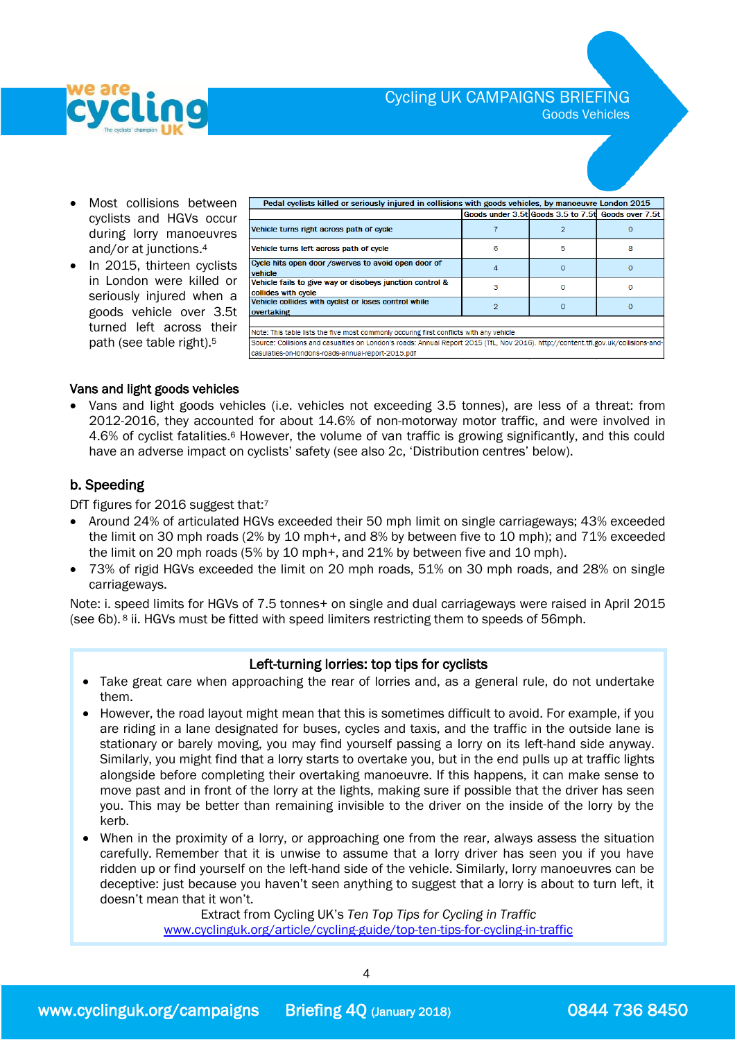- Most collisions between cyclists and HGVs occur during lorry manoeuvres and/or at junctions.[4]
- In 2015, thirteen cyclists in London were killed or seriously injured when a goods vehicle over 3.5t turned left across their path (see table right).[5]

| Pedal cyclists killed or seriously injured in collisions with goods vehicles, by manoeuvre London 2015 | | | |
|---|---|---|---|
| | Goods under 3.5t | Goods 3.5 to 7.5t | Goods over 7.5t |
| Vehicle turns right across path of cycle | 7 | 2 | 0 |
| Vehicle turns left across path of cycle | 6 | 5 | 8 |
| Cycle hits open door /swerves to avoid open door of vehicle | 4 | 0 | 0 |
| Vehicle fails to give way or disobeys junction control & collides with cycle | 3 | 0 | 0 |
| Vehicle collides with cyclist or loses control while overtaking | 2 | 0 | 0 |

Note: This table lists the five most commonly occuring first conflicts with any vehicle

Source: Collisions and casualties on London's roads: Annual Report 2015 (TfL, Nov 2016). http://content.tfl.gov.uk/collisions-and-casulaties-on-londons-roads-annual-report-2015.pdf

### Vans and light goods vehicles

- Vans and light goods vehicles (i.e. vehicles not exceeding 3.5 tonnes), are less of a threat: from 2012-2016, they accounted for about 14.6% of non-motorway motor traffic, and were involved in 4.6% of cyclist fatalities.[6] However, the volume of van traffic is growing significantly, and this could have an adverse impact on cyclists' safety (see also 2c, 'Distribution centres' below).

## b. Speeding

DfT figures for 2016 suggest that:[7]

- Around 24% of articulated HGVs exceeded their 50 mph limit on single carriageways; 43% exceeded the limit on 30 mph roads (2% by 10 mph+, and 8% by between five to 10 mph); and 71% exceeded the limit on 20 mph roads (5% by 10 mph+, and 21% by between five and 10 mph).
- 73% of rigid HGVs exceeded the limit on 20 mph roads, 51% on 30 mph roads, and 28% on single carriageways.

Note: i. speed limits for HGVs of 7.5 tonnes+ on single and dual carriageways were raised in April 2015 (see 6b).[8] ii. HGVs must be fitted with speed limiters restricting them to speeds of 56mph.

### Left-turning lorries: top tips for cyclists

- Take great care when approaching the rear of lorries and, as a general rule, do not undertake them.
- However, the road layout might mean that this is sometimes difficult to avoid. For example, if you are riding in a lane designated for buses, cycles and taxis, and the traffic in the outside lane is stationary or barely moving, you may find yourself passing a lorry on its left-hand side anyway. Similarly, you might find that a lorry starts to overtake you, but in the end pulls up at traffic lights alongside before completing their overtaking manoeuvre. If this happens, it can make sense to move past and in front of the lorry at the lights, making sure if possible that the driver has seen you. This may be better than remaining invisible to the driver on the inside of the lorry by the kerb.
- When in the proximity of a lorry, or approaching one from the rear, always assess the situation carefully. Remember that it is unwise to assume that a lorry driver has seen you if you have ridden up or find yourself on the left-hand side of the vehicle. Similarly, lorry manoeuvres can be deceptive: just because you haven't seen anything to suggest that a lorry is about to turn left, it doesn't mean that it won't.

Extract from Cycling UK's *Ten Top Tips for Cycling in Traffic*
www.cyclinguk.org/article/cycling-guide/top-ten-tips-for-cycling-in-traffic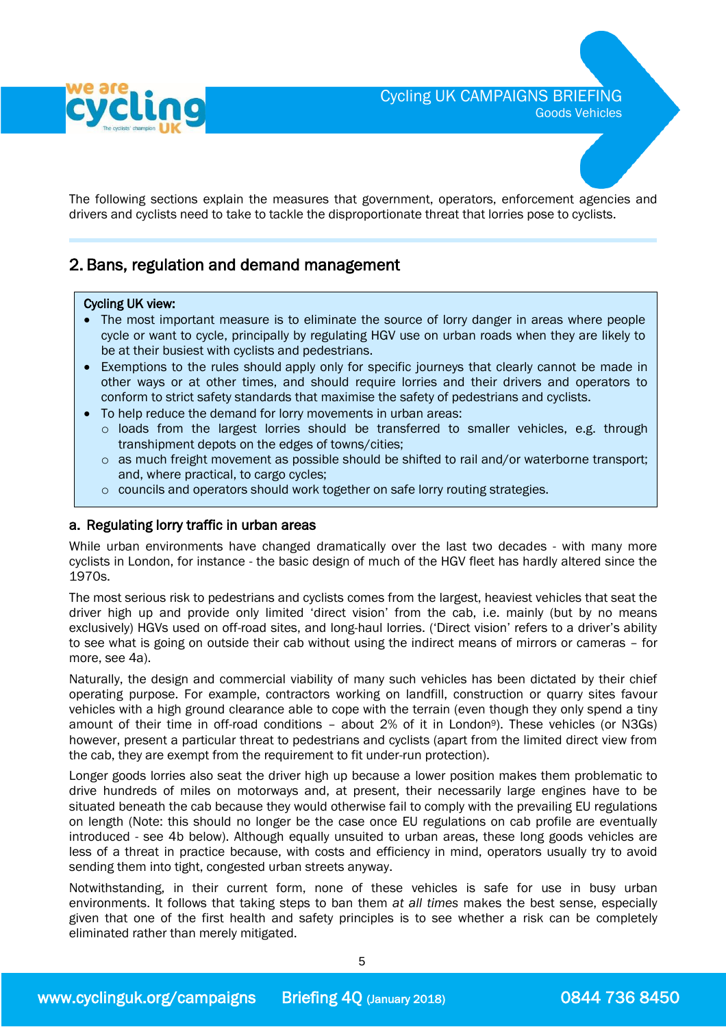The following sections explain the measures that government, operators, enforcement agencies and drivers and cyclists need to take to tackle the disproportionate threat that lorries pose to cyclists.

## 2. Bans, regulation and demand management

**Cycling UK view:**

- The most important measure is to eliminate the source of lorry danger in areas where people cycle or want to cycle, principally by regulating HGV use on urban roads when they are likely to be at their busiest with cyclists and pedestrians.
- Exemptions to the rules should apply only for specific journeys that clearly cannot be made in other ways or at other times, and should require lorries and their drivers and operators to conform to strict safety standards that maximise the safety of pedestrians and cyclists.
- To help reduce the demand for lorry movements in urban areas:
  - loads from the largest lorries should be transferred to smaller vehicles, e.g. through transhipment depots on the edges of towns/cities;
  - as much freight movement as possible should be shifted to rail and/or waterborne transport; and, where practical, to cargo cycles;
  - councils and operators should work together on safe lorry routing strategies.

### a. Regulating lorry traffic in urban areas

While urban environments have changed dramatically over the last two decades - with many more cyclists in London, for instance - the basic design of much of the HGV fleet has hardly altered since the 1970s.

The most serious risk to pedestrians and cyclists comes from the largest, heaviest vehicles that seat the driver high up and provide only limited 'direct vision' from the cab, i.e. mainly (but by no means exclusively) HGVs used on off-road sites, and long-haul lorries. ('Direct vision' refers to a driver's ability to see what is going on outside their cab without using the indirect means of mirrors or cameras – for more, see 4a).

Naturally, the design and commercial viability of many such vehicles has been dictated by their chief operating purpose. For example, contractors working on landfill, construction or quarry sites favour vehicles with a high ground clearance able to cope with the terrain (even though they only spend a tiny amount of their time in off-road conditions – about 2% of it in London[9]). These vehicles (or N3Gs) however, present a particular threat to pedestrians and cyclists (apart from the limited direct view from the cab, they are exempt from the requirement to fit under-run protection).

Longer goods lorries also seat the driver high up because a lower position makes them problematic to drive hundreds of miles on motorways and, at present, their necessarily large engines have to be situated beneath the cab because they would otherwise fail to comply with the prevailing EU regulations on length (Note: this should no longer be the case once EU regulations on cab profile are eventually introduced - see 4b below). Although equally unsuited to urban areas, these long goods vehicles are less of a threat in practice because, with costs and efficiency in mind, operators usually try to avoid sending them into tight, congested urban streets anyway.

Notwithstanding, in their current form, none of these vehicles is safe for use in busy urban environments. It follows that taking steps to ban them *at all times* makes the best sense, especially given that one of the first health and safety principles is to see whether a risk can be completely eliminated rather than merely mitigated.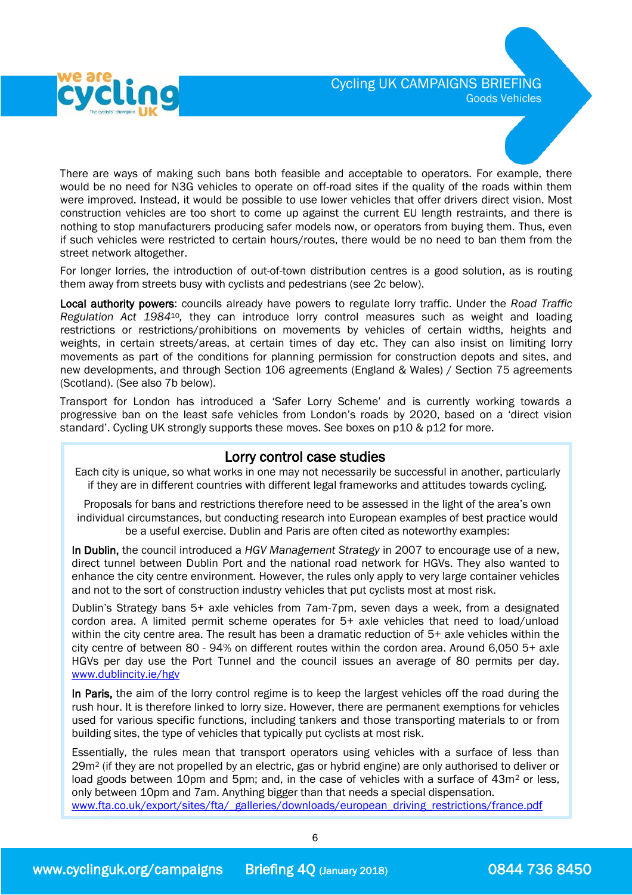There are ways of making such bans both feasible and acceptable to operators. For example, there would be no need for N3G vehicles to operate on off-road sites if the quality of the roads within them were improved. Instead, it would be possible to use lower vehicles that offer drivers direct vision. Most construction vehicles are too short to come up against the current EU length restraints, and there is nothing to stop manufacturers producing safer models now, or operators from buying them. Thus, even if such vehicles were restricted to certain hours/routes, there would be no need to ban them from the street network altogether.

For longer lorries, the introduction of out-of-town distribution centres is a good solution, as is routing them away from streets busy with cyclists and pedestrians (see 2c below).

**Local authority powers**: councils already have powers to regulate lorry traffic. Under the *Road Traffic Regulation Act 1984*[10], they can introduce lorry control measures such as weight and loading restrictions or restrictions/prohibitions on movements by vehicles of certain widths, heights and weights, in certain streets/areas, at certain times of day etc. They can also insist on limiting lorry movements as part of the conditions for planning permission for construction depots and sites, and new developments, and through Section 106 agreements (England & Wales) / Section 75 agreements (Scotland). (See also 7b below).

Transport for London has introduced a 'Safer Lorry Scheme' and is currently working towards a progressive ban on the least safe vehicles from London's roads by 2020, based on a 'direct vision standard'. Cycling UK strongly supports these moves. See boxes on p10 & p12 for more.

### Lorry control case studies

Each city is unique, so what works in one may not necessarily be successful in another, particularly if they are in different countries with different legal frameworks and attitudes towards cycling.

Proposals for bans and restrictions therefore need to be assessed in the light of the area's own individual circumstances, but conducting research into European examples of best practice would be a useful exercise. Dublin and Paris are often cited as noteworthy examples:

**In Dublin,** the council introduced a *HGV Management Strategy* in 2007 to encourage use of a new, direct tunnel between Dublin Port and the national road network for HGVs. They also wanted to enhance the city centre environment. However, the rules only apply to very large container vehicles and not to the sort of construction industry vehicles that put cyclists most at most risk.

Dublin's Strategy bans 5+ axle vehicles from 7am-7pm, seven days a week, from a designated cordon area. A limited permit scheme operates for 5+ axle vehicles that need to load/unload within the city centre area. The result has been a dramatic reduction of 5+ axle vehicles within the city centre of between 80 - 94% on different routes within the cordon area. Around 6,050 5+ axle HGVs per day use the Port Tunnel and the council issues an average of 80 permits per day. www.dublincity.ie/hgv

**In Paris,** the aim of the lorry control regime is to keep the largest vehicles off the road during the rush hour. It is therefore linked to lorry size. However, there are permanent exemptions for vehicles used for various specific functions, including tankers and those transporting materials to or from building sites, the type of vehicles that typically put cyclists at most risk.

Essentially, the rules mean that transport operators using vehicles with a surface of less than $29m^2$ (if they are not propelled by an electric, gas or hybrid engine) are only authorised to deliver or load goods between 10pm and 5pm; and, in the case of vehicles with a surface of $43m^2$ or less, only between 10pm and 7am. Anything bigger than that needs a special dispensation.
www.fta.co.uk/export/sites/fta/_galleries/downloads/european_driving_restrictions/france.pdf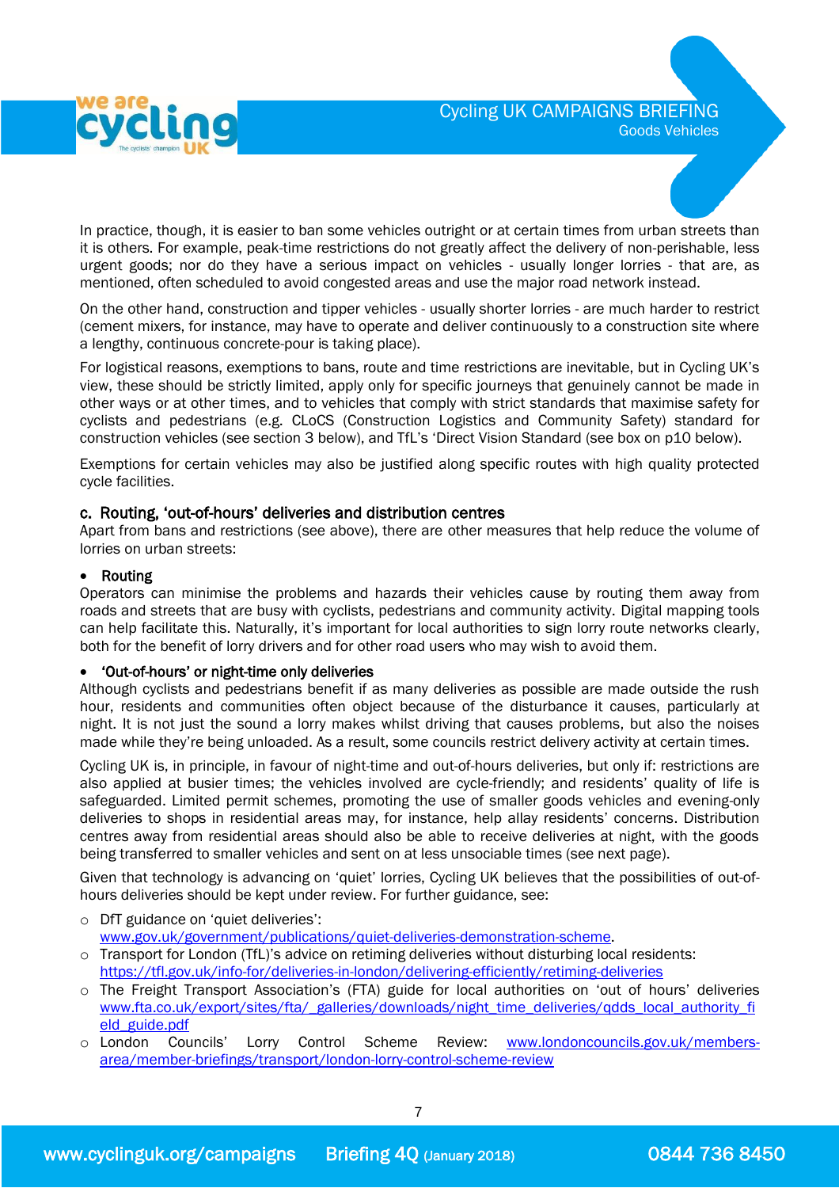In practice, though, it is easier to ban some vehicles outright or at certain times from urban streets than it is others. For example, peak-time restrictions do not greatly affect the delivery of non-perishable, less urgent goods; nor do they have a serious impact on vehicles - usually longer lorries - that are, as mentioned, often scheduled to avoid congested areas and use the major road network instead.

On the other hand, construction and tipper vehicles - usually shorter lorries - are much harder to restrict (cement mixers, for instance, may have to operate and deliver continuously to a construction site where a lengthy, continuous concrete-pour is taking place).

For logistical reasons, exemptions to bans, route and time restrictions are inevitable, but in Cycling UK's view, these should be strictly limited, apply only for specific journeys that genuinely cannot be made in other ways or at other times, and to vehicles that comply with strict standards that maximise safety for cyclists and pedestrians (e.g. CLoCS (Construction Logistics and Community Safety) standard for construction vehicles (see section 3 below), and TfL's 'Direct Vision Standard (see box on p10 below).

Exemptions for certain vehicles may also be justified along specific routes with high quality protected cycle facilities.

### c. Routing, 'out-of-hours' deliveries and distribution centres

Apart from bans and restrictions (see above), there are other measures that help reduce the volume of lorries on urban streets:

- **Routing**

Operators can minimise the problems and hazards their vehicles cause by routing them away from roads and streets that are busy with cyclists, pedestrians and community activity. Digital mapping tools can help facilitate this. Naturally, it's important for local authorities to sign lorry route networks clearly, both for the benefit of lorry drivers and for other road users who may wish to avoid them.

- **'Out-of-hours' or night-time only deliveries**

Although cyclists and pedestrians benefit if as many deliveries as possible are made outside the rush hour, residents and communities often object because of the disturbance it causes, particularly at night. It is not just the sound a lorry makes whilst driving that causes problems, but also the noises made while they're being unloaded. As a result, some councils restrict delivery activity at certain times.

Cycling UK is, in principle, in favour of night-time and out-of-hours deliveries, but only if: restrictions are also applied at busier times; the vehicles involved are cycle-friendly; and residents' quality of life is safeguarded. Limited permit schemes, promoting the use of smaller goods vehicles and evening-only deliveries to shops in residential areas may, for instance, help allay residents' concerns. Distribution centres away from residential areas should also be able to receive deliveries at night, with the goods being transferred to smaller vehicles and sent on at less unsociable times (see next page).

Given that technology is advancing on 'quiet' lorries, Cycling UK believes that the possibilities of out-of-hours deliveries should be kept under review. For further guidance, see:

- DfT guidance on 'quiet deliveries': www.gov.uk/government/publications/quiet-deliveries-demonstration-scheme.
- Transport for London (TfL)'s advice on retiming deliveries without disturbing local residents: https://tfl.gov.uk/info-for/deliveries-in-london/delivering-efficiently/retiming-deliveries
- The Freight Transport Association's (FTA) guide for local authorities on 'out of hours' deliveries www.fta.co.uk/export/sites/fta/_galleries/downloads/night_time_deliveries/qdds_local_authority_field_guide.pdf
- London Councils' Lorry Control Scheme Review: www.londoncouncils.gov.uk/members-area/member-briefings/transport/london-lorry-control-scheme-review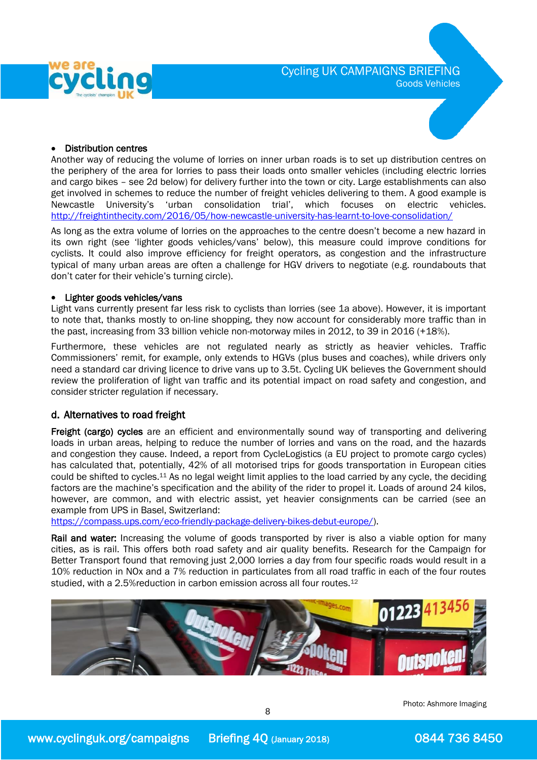- **Distribution centres**

Another way of reducing the volume of lorries on inner urban roads is to set up distribution centres on the periphery of the area for lorries to pass their loads onto smaller vehicles (including electric lorries and cargo bikes – see 2d below) for delivery further into the town or city. Large establishments can also get involved in schemes to reduce the number of freight vehicles delivering to them. A good example is Newcastle University's 'urban consolidation trial', which focuses on electric vehicles. http://freightinthecity.com/2016/05/how-newcastle-university-has-learnt-to-love-consolidation/

As long as the extra volume of lorries on the approaches to the centre doesn't become a new hazard in its own right (see 'lighter goods vehicles/vans' below), this measure could improve conditions for cyclists. It could also improve efficiency for freight operators, as congestion and the infrastructure typical of many urban areas are often a challenge for HGV drivers to negotiate (e.g. roundabouts that don't cater for their vehicle's turning circle).

- **Lighter goods vehicles/vans**

Light vans currently present far less risk to cyclists than lorries (see 1a above). However, it is important to note that, thanks mostly to on-line shopping, they now account for considerably more traffic than in the past, increasing from 33 billion vehicle non-motorway miles in 2012, to 39 in 2016 (+18%).

Furthermore, these vehicles are not regulated nearly as strictly as heavier vehicles. Traffic Commissioners' remit, for example, only extends to HGVs (plus buses and coaches), while drivers only need a standard car driving licence to drive vans up to 3.5t. Cycling UK believes the Government should review the proliferation of light van traffic and its potential impact on road safety and congestion, and consider stricter regulation if necessary.

## d. Alternatives to road freight

**Freight (cargo) cycles** are an efficient and environmentally sound way of transporting and delivering loads in urban areas, helping to reduce the number of lorries and vans on the road, and the hazards and congestion they cause. Indeed, a report from CycleLogistics (a EU project to promote cargo cycles) has calculated that, potentially, 42% of all motorised trips for goods transportation in European cities could be shifted to cycles.[11] As no legal weight limit applies to the load carried by any cycle, the deciding factors are the machine's specification and the ability of the rider to propel it. Loads of around 24 kilos, however, are common, and with electric assist, yet heavier consignments can be carried (see an example from UPS in Basel, Switzerland: https://compass.ups.com/eco-friendly-package-delivery-bikes-debut-europe/).

**Rail and water:** Increasing the volume of goods transported by river is also a viable option for many cities, as is rail. This offers both road safety and air quality benefits. Research for the Campaign for Better Transport found that removing just 2,000 lorries a day from four specific roads would result in a 10% reduction in NOx and a 7% reduction in particulates from all road traffic in each of the four routes studied, with a 2.5%reduction in carbon emission across all four routes.[12]

Photo: Ashmore Imaging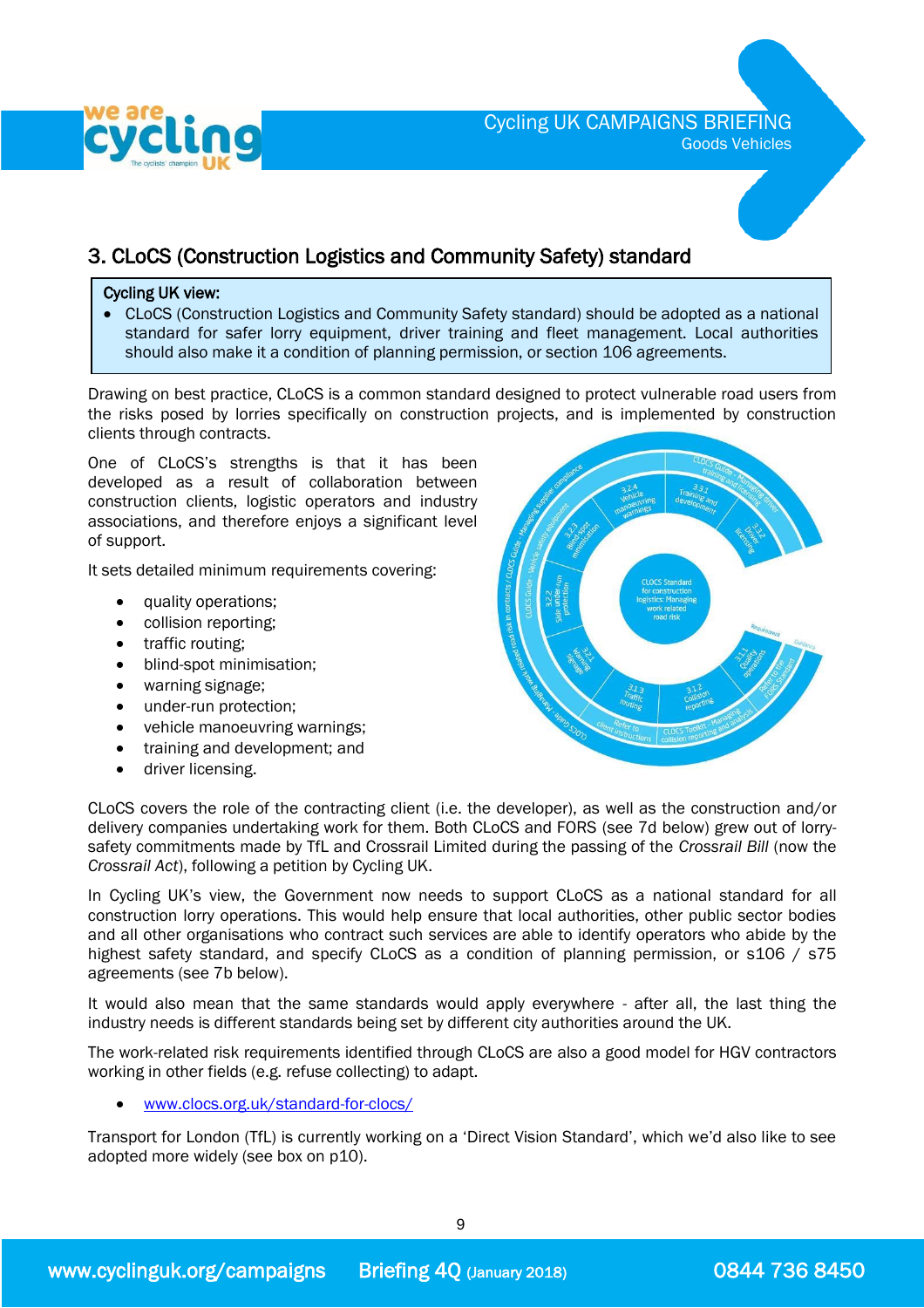## 3. CLoCS (Construction Logistics and Community Safety) standard

**Cycling UK view:**

- CLoCS (Construction Logistics and Community Safety standard) should be adopted as a national standard for safer lorry equipment, driver training and fleet management. Local authorities should also make it a condition of planning permission, or section 106 agreements.

Drawing on best practice, CLoCS is a common standard designed to protect vulnerable road users from the risks posed by lorries specifically on construction projects, and is implemented by construction clients through contracts.

One of CLoCS's strengths is that it has been developed as a result of collaboration between construction clients, logistic operators and industry associations, and therefore enjoys a significant level of support.

It sets detailed minimum requirements covering:

- quality operations;
- collision reporting;
- traffic routing;
- blind-spot minimisation;
- warning signage;
- under-run protection;
- vehicle manoeuvring warnings;
- training and development; and
- driver licensing.

CLoCS covers the role of the contracting client (i.e. the developer), as well as the construction and/or delivery companies undertaking work for them. Both CLoCS and FORS (see 7d below) grew out of lorry-safety commitments made by TfL and Crossrail Limited during the passing of the *Crossrail Bill* (now the *Crossrail Act*), following a petition by Cycling UK.

In Cycling UK's view, the Government now needs to support CLoCS as a national standard for all construction lorry operations. This would help ensure that local authorities, other public sector bodies and all other organisations who contract such services are able to identify operators who abide by the highest safety standard, and specify CLoCS as a condition of planning permission, or s106 / s75 agreements (see 7b below).

It would also mean that the same standards would apply everywhere - after all, the last thing the industry needs is different standards being set by different city authorities around the UK.

The work-related risk requirements identified through CLoCS are also a good model for HGV contractors working in other fields (e.g. refuse collecting) to adapt.

- [www.clocs.org.uk/standard-for-clocs/](www.clocs.org.uk/standard-for-clocs/)

Transport for London (TfL) is currently working on a 'Direct Vision Standard', which we'd also like to see adopted more widely (see box on p10).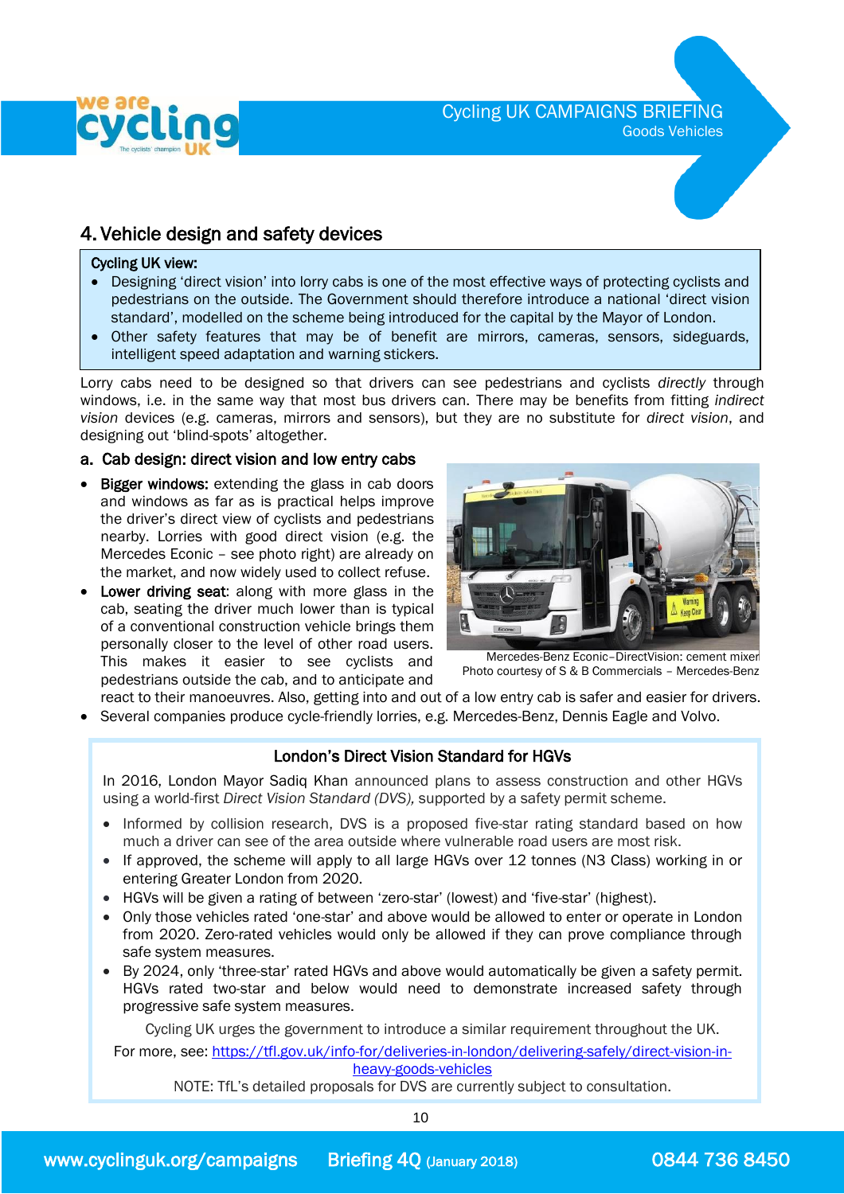## 4. Vehicle design and safety devices

**Cycling UK view:**

- Designing 'direct vision' into lorry cabs is one of the most effective ways of protecting cyclists and pedestrians on the outside. The Government should therefore introduce a national 'direct vision standard', modelled on the scheme being introduced for the capital by the Mayor of London.
- Other safety features that may be of benefit are mirrors, cameras, sensors, sideguards, intelligent speed adaptation and warning stickers.

Lorry cabs need to be designed so that drivers can see pedestrians and cyclists *directly* through windows, i.e. in the same way that most bus drivers can. There may be benefits from fitting *indirect vision* devices (e.g. cameras, mirrors and sensors), but they are no substitute for *direct vision*, and designing out 'blind-spots' altogether.

### a. Cab design: direct vision and low entry cabs

- **Bigger windows:** extending the glass in cab doors and windows as far as is practical helps improve the driver's direct view of cyclists and pedestrians nearby. Lorries with good direct vision (e.g. the Mercedes Econic – see photo right) are already on the market, and now widely used to collect refuse.
- **Lower driving seat**: along with more glass in the cab, seating the driver much lower than is typical of a conventional construction vehicle brings them personally closer to the level of other road users. This makes it easier to see cyclists and pedestrians outside the cab, and to anticipate and react to their manoeuvres. Also, getting into and out of a low entry cab is safer and easier for drivers.
- Several companies produce cycle-friendly lorries, e.g. Mercedes-Benz, Dennis Eagle and Volvo.

Mercedes-Benz Econic–DirectVision: cement mixer
Photo courtesy of S & B Commercials – Mercedes-Benz

**London's Direct Vision Standard for HGVs**

In 2016, London Mayor Sadiq Khan announced plans to assess construction and other HGVs using a world-first *Direct Vision Standard (DVS),* supported by a safety permit scheme.

- Informed by collision research, DVS is a proposed five-star rating standard based on how much a driver can see of the area outside where vulnerable road users are most risk.
- If approved, the scheme will apply to all large HGVs over 12 tonnes (N3 Class) working in or entering Greater London from 2020.
- HGVs will be given a rating of between 'zero-star' (lowest) and 'five-star' (highest).
- Only those vehicles rated 'one-star' and above would be allowed to enter or operate in London from 2020. Zero-rated vehicles would only be allowed if they can prove compliance through safe system measures.
- By 2024, only 'three-star' rated HGVs and above would automatically be given a safety permit. HGVs rated two-star and below would need to demonstrate increased safety through progressive safe system measures.

Cycling UK urges the government to introduce a similar requirement throughout the UK.

For more, see: https://tfl.gov.uk/info-for/deliveries-in-london/delivering-safely/direct-vision-in-heavy-goods-vehicles

NOTE: TfL's detailed proposals for DVS are currently subject to consultation.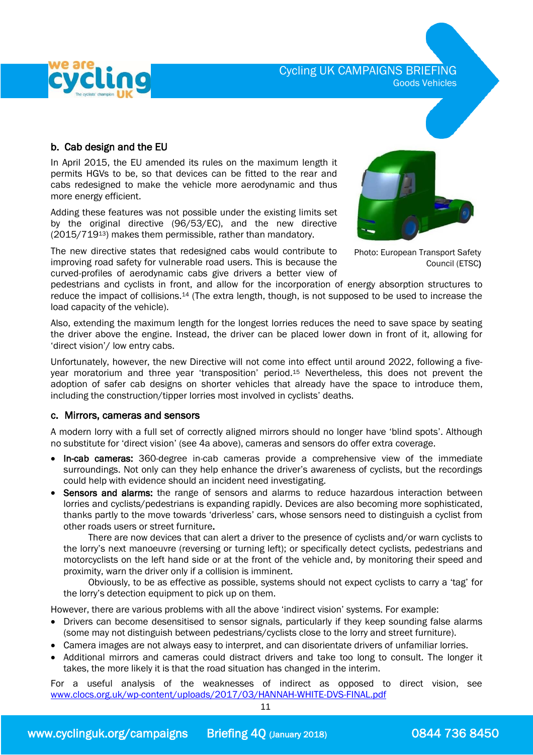### b. Cab design and the EU

In April 2015, the EU amended its rules on the maximum length it permits HGVs to be, so that devices can be fitted to the rear and cabs redesigned to make the vehicle more aerodynamic and thus more energy efficient.

Adding these features was not possible under the existing limits set by the original directive (96/53/EC), and the new directive (2015/719[13]) makes them permissible, rather than mandatory.

Photo: European Transport Safety Council (ETSC)

The new directive states that redesigned cabs would contribute to improving road safety for vulnerable road users. This is because the curved-profiles of aerodynamic cabs give drivers a better view of pedestrians and cyclists in front, and allow for the incorporation of energy absorption structures to reduce the impact of collisions.[14] (The extra length, though, is not supposed to be used to increase the load capacity of the vehicle).

Also, extending the maximum length for the longest lorries reduces the need to save space by seating the driver above the engine. Instead, the driver can be placed lower down in front of it, allowing for 'direct vision'/ low entry cabs.

Unfortunately, however, the new Directive will not come into effect until around 2022, following a five-year moratorium and three year 'transposition' period.[15] Nevertheless, this does not prevent the adoption of safer cab designs on shorter vehicles that already have the space to introduce them, including the construction/tipper lorries most involved in cyclists' deaths.

### c. Mirrors, cameras and sensors

A modern lorry with a full set of correctly aligned mirrors should no longer have 'blind spots'. Although no substitute for 'direct vision' (see 4a above), cameras and sensors do offer extra coverage.

- **In-cab cameras:** 360-degree in-cab cameras provide a comprehensive view of the immediate surroundings. Not only can they help enhance the driver's awareness of cyclists, but the recordings could help with evidence should an incident need investigating.
- **Sensors and alarms:** the range of sensors and alarms to reduce hazardous interaction between lorries and cyclists/pedestrians is expanding rapidly. Devices are also becoming more sophisticated, thanks partly to the move towards 'driverless' cars, whose sensors need to distinguish a cyclist from other roads users or street furniture.

  There are now devices that can alert a driver to the presence of cyclists and/or warn cyclists to the lorry's next manoeuvre (reversing or turning left); or specifically detect cyclists, pedestrians and motorcyclists on the left hand side or at the front of the vehicle and, by monitoring their speed and proximity, warn the driver only if a collision is imminent.

  Obviously, to be as effective as possible, systems should not expect cyclists to carry a 'tag' for the lorry's detection equipment to pick up on them.

However, there are various problems with all the above 'indirect vision' systems. For example:

- Drivers can become desensitised to sensor signals, particularly if they keep sounding false alarms (some may not distinguish between pedestrians/cyclists close to the lorry and street furniture).
- Camera images are not always easy to interpret, and can disorientate drivers of unfamiliar lorries.
- Additional mirrors and cameras could distract drivers and take too long to consult. The longer it takes, the more likely it is that the road situation has changed in the interim.

For a useful analysis of the weaknesses of indirect as opposed to direct vision, see www.clocs.org.uk/wp-content/uploads/2017/03/HANNAH-WHITE-DVS-FINAL.pdf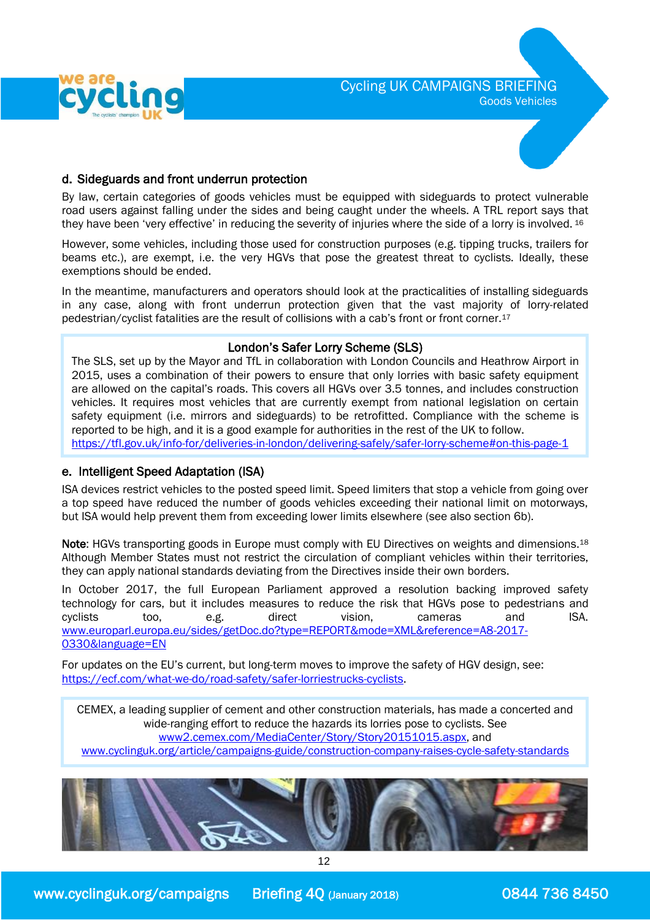### d. Sideguards and front underrun protection

By law, certain categories of goods vehicles must be equipped with sideguards to protect vulnerable road users against falling under the sides and being caught under the wheels. A TRL report says that they have been 'very effective' in reducing the severity of injuries where the side of a lorry is involved. [16]

However, some vehicles, including those used for construction purposes (e.g. tipping trucks, trailers for beams etc.), are exempt, i.e. the very HGVs that pose the greatest threat to cyclists. Ideally, these exemptions should be ended.

In the meantime, manufacturers and operators should look at the practicalities of installing sideguards in any case, along with front underrun protection given that the vast majority of lorry-related pedestrian/cyclist fatalities are the result of collisions with a cab's front or front corner.[17]

> **London's Safer Lorry Scheme (SLS)**
>
> The SLS, set up by the Mayor and TfL in collaboration with London Councils and Heathrow Airport in 2015, uses a combination of their powers to ensure that only lorries with basic safety equipment are allowed on the capital's roads. This covers all HGVs over 3.5 tonnes, and includes construction vehicles. It requires most vehicles that are currently exempt from national legislation on certain safety equipment (i.e. mirrors and sideguards) to be retrofitted. Compliance with the scheme is reported to be high, and it is a good example for authorities in the rest of the UK to follow.
> https://tfl.gov.uk/info-for/deliveries-in-london/delivering-safely/safer-lorry-scheme#on-this-page-1

### e. Intelligent Speed Adaptation (ISA)

ISA devices restrict vehicles to the posted speed limit. Speed limiters that stop a vehicle from going over a top speed have reduced the number of goods vehicles exceeding their national limit on motorways, but ISA would help prevent them from exceeding lower limits elsewhere (see also section 6b).

**Note**: HGVs transporting goods in Europe must comply with EU Directives on weights and dimensions.[18] Although Member States must not restrict the circulation of compliant vehicles within their territories, they can apply national standards deviating from the Directives inside their own borders.

In October 2017, the full European Parliament approved a resolution backing improved safety technology for cars, but it includes measures to reduce the risk that HGVs pose to pedestrians and cyclists too, e.g. direct vision, cameras and ISA. www.europarl.europa.eu/sides/getDoc.do?type=REPORT&mode=XML&reference=A8-2017-0330&language=EN

For updates on the EU's current, but long-term moves to improve the safety of HGV design, see: https://ecf.com/what-we-do/road-safety/safer-lorriestrucks-cyclists.

> CEMEX, a leading supplier of cement and other construction materials, has made a concerted and wide-ranging effort to reduce the hazards its lorries pose to cyclists. See www2.cemex.com/MediaCenter/Story/Story20151015.aspx, and www.cyclinguk.org/article/campaigns-guide/construction-company-raises-cycle-safety-standards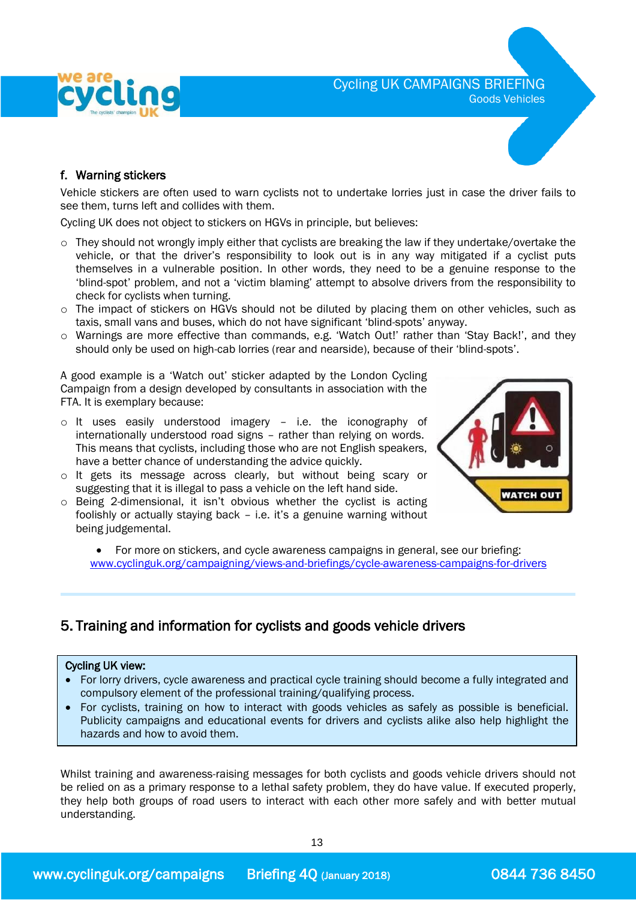### f. Warning stickers

Vehicle stickers are often used to warn cyclists not to undertake lorries just in case the driver fails to see them, turns left and collides with them.

Cycling UK does not object to stickers on HGVs in principle, but believes:

- They should not wrongly imply either that cyclists are breaking the law if they undertake/overtake the vehicle, or that the driver's responsibility to look out is in any way mitigated if a cyclist puts themselves in a vulnerable position. In other words, they need to be a genuine response to the 'blind-spot' problem, and not a 'victim blaming' attempt to absolve drivers from the responsibility to check for cyclists when turning.
- The impact of stickers on HGVs should not be diluted by placing them on other vehicles, such as taxis, small vans and buses, which do not have significant 'blind-spots' anyway.
- Warnings are more effective than commands, e.g. 'Watch Out!' rather than 'Stay Back!', and they should only be used on high-cab lorries (rear and nearside), because of their 'blind-spots'.

A good example is a 'Watch out' sticker adapted by the London Cycling Campaign from a design developed by consultants in association with the FTA. It is exemplary because:

- It uses easily understood imagery – i.e. the iconography of internationally understood road signs – rather than relying on words. This means that cyclists, including those who are not English speakers, have a better chance of understanding the advice quickly.
- It gets its message across clearly, but without being scary or suggesting that it is illegal to pass a vehicle on the left hand side.
- Being 2-dimensional, it isn't obvious whether the cyclist is acting foolishly or actually staying back – i.e. it's a genuine warning without being judgemental.

- For more on stickers, and cycle awareness campaigns in general, see our briefing: www.cyclinguk.org/campaigning/views-and-briefings/cycle-awareness-campaigns-for-drivers

## 5. Training and information for cyclists and goods vehicle drivers

**Cycling UK view:**

- For lorry drivers, cycle awareness and practical cycle training should become a fully integrated and compulsory element of the professional training/qualifying process.
- For cyclists, training on how to interact with goods vehicles as safely as possible is beneficial. Publicity campaigns and educational events for drivers and cyclists alike also help highlight the hazards and how to avoid them.

Whilst training and awareness-raising messages for both cyclists and goods vehicle drivers should not be relied on as a primary response to a lethal safety problem, they do have value. If executed properly, they help both groups of road users to interact with each other more safely and with better mutual understanding.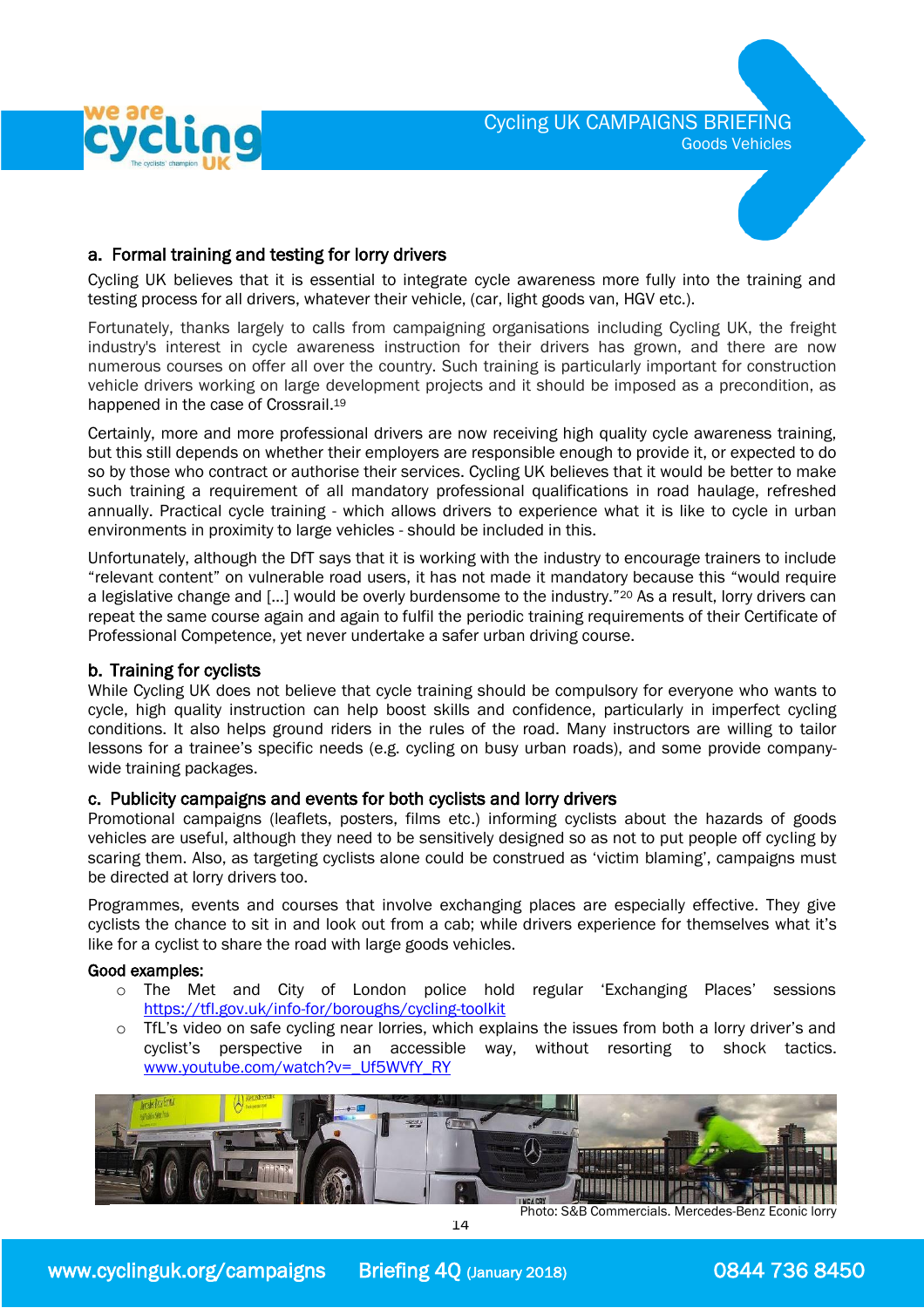## a. Formal training and testing for lorry drivers

Cycling UK believes that it is essential to integrate cycle awareness more fully into the training and testing process for all drivers, whatever their vehicle, (car, light goods van, HGV etc.).

Fortunately, thanks largely to calls from campaigning organisations including Cycling UK, the freight industry's interest in cycle awareness instruction for their drivers has grown, and there are now numerous courses on offer all over the country. Such training is particularly important for construction vehicle drivers working on large development projects and it should be imposed as a precondition, as happened in the case of Crossrail.[19]

Certainly, more and more professional drivers are now receiving high quality cycle awareness training, but this still depends on whether their employers are responsible enough to provide it, or expected to do so by those who contract or authorise their services. Cycling UK believes that it would be better to make such training a requirement of all mandatory professional qualifications in road haulage, refreshed annually. Practical cycle training - which allows drivers to experience what it is like to cycle in urban environments in proximity to large vehicles - should be included in this.

Unfortunately, although the DfT says that it is working with the industry to encourage trainers to include "relevant content" on vulnerable road users, it has not made it mandatory because this "would require a legislative change and […] would be overly burdensome to the industry."[20] As a result, lorry drivers can repeat the same course again and again to fulfil the periodic training requirements of their Certificate of Professional Competence, yet never undertake a safer urban driving course.

## b. Training for cyclists

While Cycling UK does not believe that cycle training should be compulsory for everyone who wants to cycle, high quality instruction can help boost skills and confidence, particularly in imperfect cycling conditions. It also helps ground riders in the rules of the road. Many instructors are willing to tailor lessons for a trainee's specific needs (e.g. cycling on busy urban roads), and some provide company-wide training packages.

## c. Publicity campaigns and events for both cyclists and lorry drivers

Promotional campaigns (leaflets, posters, films etc.) informing cyclists about the hazards of goods vehicles are useful, although they need to be sensitively designed so as not to put people off cycling by scaring them. Also, as targeting cyclists alone could be construed as 'victim blaming', campaigns must be directed at lorry drivers too.

Programmes, events and courses that involve exchanging places are especially effective. They give cyclists the chance to sit in and look out from a cab; while drivers experience for themselves what it's like for a cyclist to share the road with large goods vehicles.

**Good examples:**

- The Met and City of London police hold regular 'Exchanging Places' sessions https://tfl.gov.uk/info-for/boroughs/cycling-toolkit
- TfL's video on safe cycling near lorries, which explains the issues from both a lorry driver's and cyclist's perspective in an accessible way, without resorting to shock tactics. www.youtube.com/watch?v=_Uf5WVfY_RY

Photo: S&B Commercials. Mercedes-Benz Econic lorry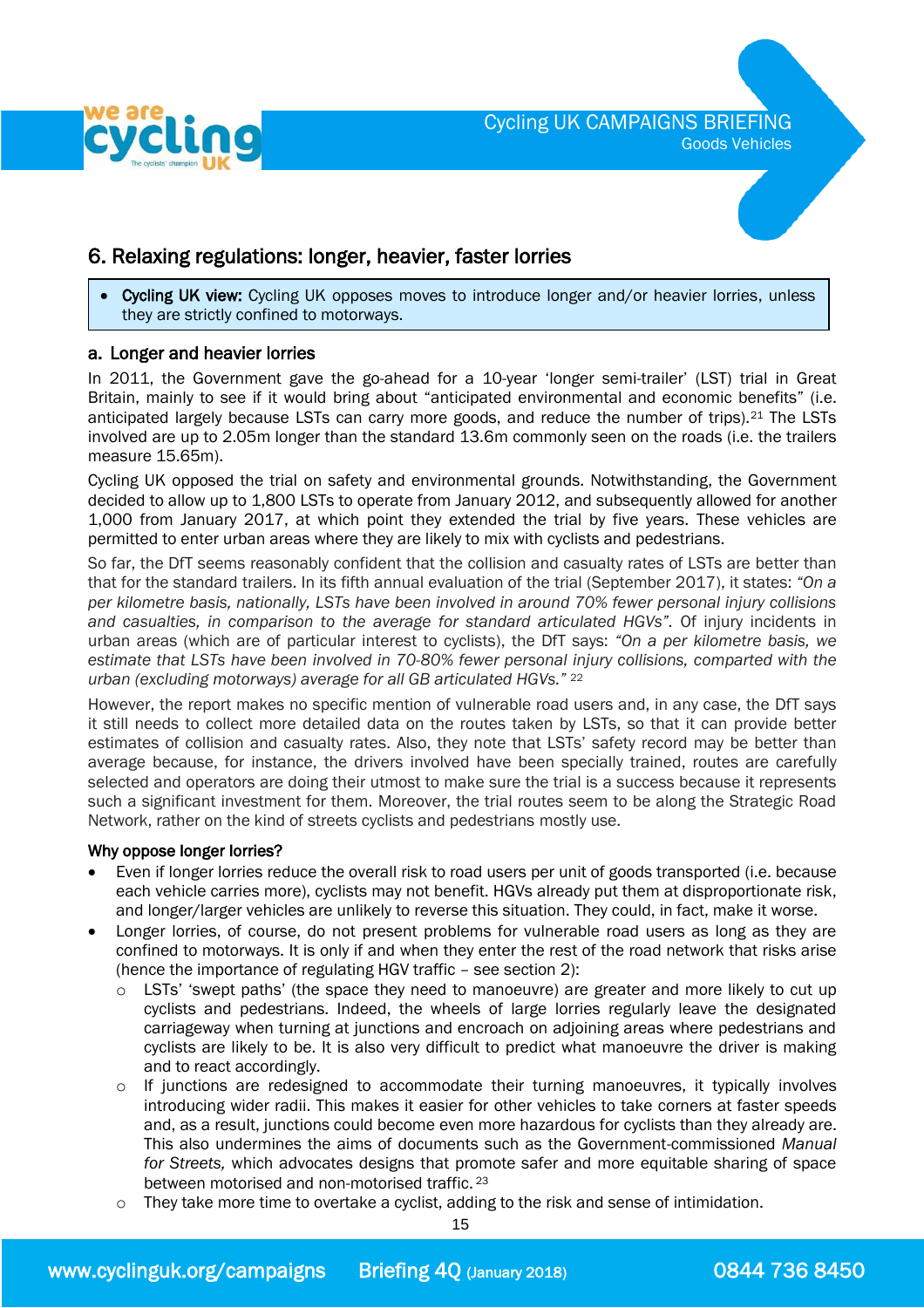## 6. Relaxing regulations: longer, heavier, faster lorries

- **Cycling UK view:** Cycling UK opposes moves to introduce longer and/or heavier lorries, unless they are strictly confined to motorways.

### a. Longer and heavier lorries

In 2011, the Government gave the go-ahead for a 10-year 'longer semi-trailer' (LST) trial in Great Britain, mainly to see if it would bring about "anticipated environmental and economic benefits" (i.e. anticipated largely because LSTs can carry more goods, and reduce the number of trips).[21] The LSTs involved are up to 2.05m longer than the standard 13.6m commonly seen on the roads (i.e. the trailers measure 15.65m).

Cycling UK opposed the trial on safety and environmental grounds. Notwithstanding, the Government decided to allow up to 1,800 LSTs to operate from January 2012, and subsequently allowed for another 1,000 from January 2017, at which point they extended the trial by five years. These vehicles are permitted to enter urban areas where they are likely to mix with cyclists and pedestrians.

So far, the DfT seems reasonably confident that the collision and casualty rates of LSTs are better than that for the standard trailers. In its fifth annual evaluation of the trial (September 2017), it states: *"On a per kilometre basis, nationally, LSTs have been involved in around 70% fewer personal injury collisions and casualties, in comparison to the average for standard articulated HGVs"*. Of injury incidents in urban areas (which are of particular interest to cyclists), the DfT says: *"On a per kilometre basis, we estimate that LSTs have been involved in 70-80% fewer personal injury collisions, comparted with the urban (excluding motorways) average for all GB articulated HGVs."* [22]

However, the report makes no specific mention of vulnerable road users and, in any case, the DfT says it still needs to collect more detailed data on the routes taken by LSTs, so that it can provide better estimates of collision and casualty rates. Also, they note that LSTs' safety record may be better than average because, for instance, the drivers involved have been specially trained, routes are carefully selected and operators are doing their utmost to make sure the trial is a success because it represents such a significant investment for them. Moreover, the trial routes seem to be along the Strategic Road Network, rather on the kind of streets cyclists and pedestrians mostly use.

**Why oppose longer lorries?**

- Even if longer lorries reduce the overall risk to road users per unit of goods transported (i.e. because each vehicle carries more), cyclists may not benefit. HGVs already put them at disproportionate risk, and longer/larger vehicles are unlikely to reverse this situation. They could, in fact, make it worse.
- Longer lorries, of course, do not present problems for vulnerable road users as long as they are confined to motorways. It is only if and when they enter the rest of the road network that risks arise (hence the importance of regulating HGV traffic – see section 2):
  - LSTs' 'swept paths' (the space they need to manoeuvre) are greater and more likely to cut up cyclists and pedestrians. Indeed, the wheels of large lorries regularly leave the designated carriageway when turning at junctions and encroach on adjoining areas where pedestrians and cyclists are likely to be. It is also very difficult to predict what manoeuvre the driver is making and to react accordingly.
  - If junctions are redesigned to accommodate their turning manoeuvres, it typically involves introducing wider radii. This makes it easier for other vehicles to take corners at faster speeds and, as a result, junctions could become even more hazardous for cyclists than they already are. This also undermines the aims of documents such as the Government-commissioned *Manual for Streets,* which advocates designs that promote safer and more equitable sharing of space between motorised and non-motorised traffic. [23]
  - They take more time to overtake a cyclist, adding to the risk and sense of intimidation.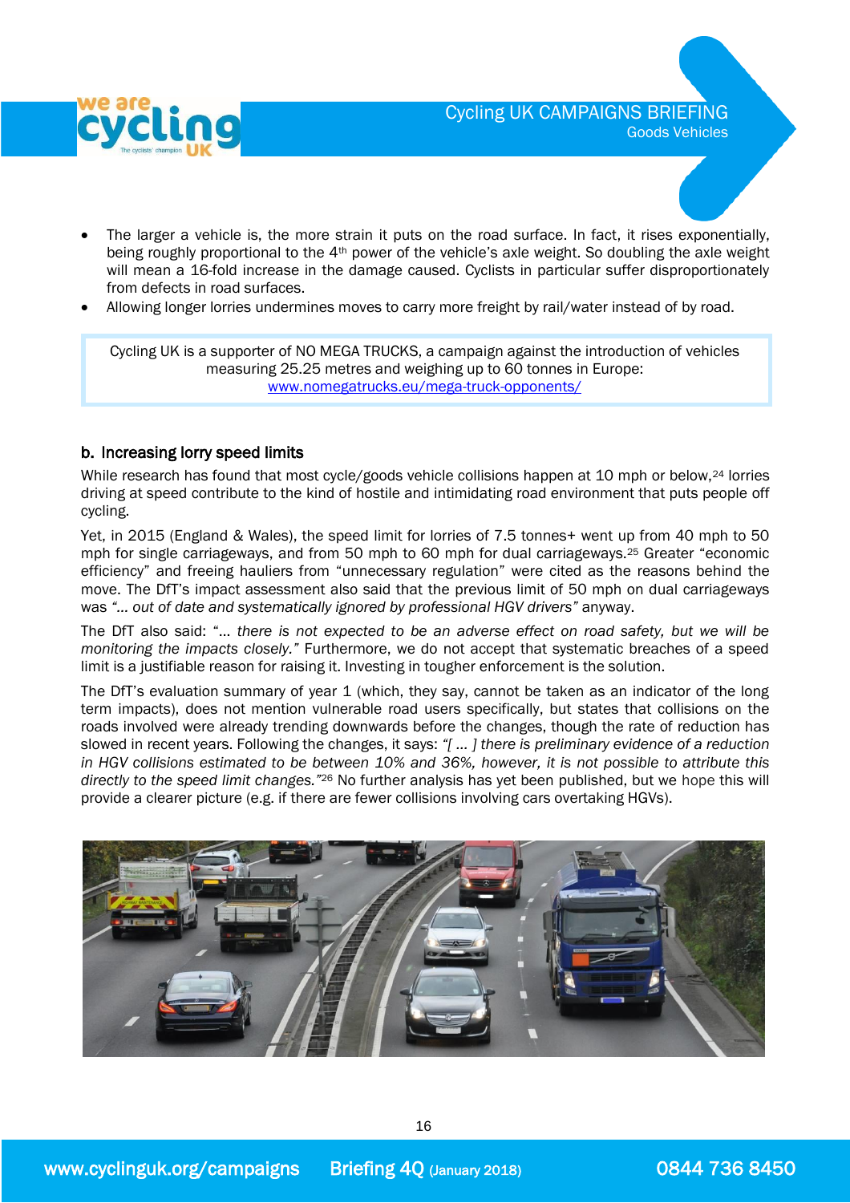- The larger a vehicle is, the more strain it puts on the road surface. In fact, it rises exponentially, being roughly proportional to the 4th power of the vehicle's axle weight. So doubling the axle weight will mean a 16-fold increase in the damage caused. Cyclists in particular suffer disproportionately from defects in road surfaces.
- Allowing longer lorries undermines moves to carry more freight by rail/water instead of by road.

Cycling UK is a supporter of NO MEGA TRUCKS, a campaign against the introduction of vehicles measuring 25.25 metres and weighing up to 60 tonnes in Europe: www.nomegatrucks.eu/mega-truck-opponents/

## b. Increasing lorry speed limits

While research has found that most cycle/goods vehicle collisions happen at 10 mph or below,[24] lorries driving at speed contribute to the kind of hostile and intimidating road environment that puts people off cycling.

Yet, in 2015 (England & Wales), the speed limit for lorries of 7.5 tonnes+ went up from 40 mph to 50 mph for single carriageways, and from 50 mph to 60 mph for dual carriageways.[25] Greater "economic efficiency" and freeing hauliers from "unnecessary regulation" were cited as the reasons behind the move. The DfT's impact assessment also said that the previous limit of 50 mph on dual carriageways was *"… out of date and systematically ignored by professional HGV drivers"* anyway.

The DfT also said: "*… there is not expected to be an adverse effect on road safety, but we will be monitoring the impacts closely."* Furthermore, we do not accept that systematic breaches of a speed limit is a justifiable reason for raising it. Investing in tougher enforcement is the solution.

The DfT's evaluation summary of year 1 (which, they say, cannot be taken as an indicator of the long term impacts), does not mention vulnerable road users specifically, but states that collisions on the roads involved were already trending downwards before the changes, though the rate of reduction has slowed in recent years. Following the changes, it says: *"[ … ] there is preliminary evidence of a reduction in HGV collisions estimated to be between 10% and 36%, however, it is not possible to attribute this directly to the speed limit changes."*[26] No further analysis has yet been published, but we hope this will provide a clearer picture (e.g. if there are fewer collisions involving cars overtaking HGVs).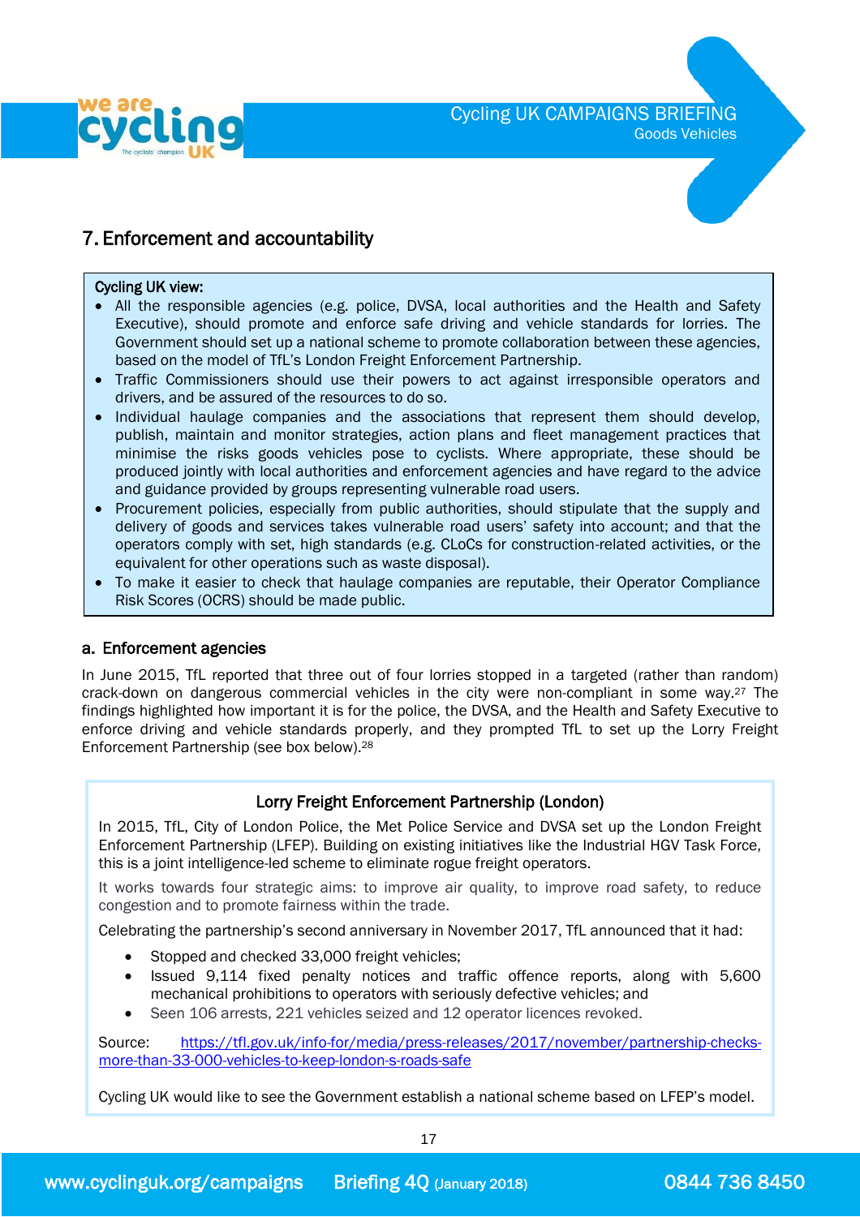## 7. Enforcement and accountability

**Cycling UK view:**

- All the responsible agencies (e.g. police, DVSA, local authorities and the Health and Safety Executive), should promote and enforce safe driving and vehicle standards for lorries. The Government should set up a national scheme to promote collaboration between these agencies, based on the model of TfL's London Freight Enforcement Partnership.
- Traffic Commissioners should use their powers to act against irresponsible operators and drivers, and be assured of the resources to do so.
- Individual haulage companies and the associations that represent them should develop, publish, maintain and monitor strategies, action plans and fleet management practices that minimise the risks goods vehicles pose to cyclists. Where appropriate, these should be produced jointly with local authorities and enforcement agencies and have regard to the advice and guidance provided by groups representing vulnerable road users.
- Procurement policies, especially from public authorities, should stipulate that the supply and delivery of goods and services takes vulnerable road users' safety into account; and that the operators comply with set, high standards (e.g. CLoCs for construction-related activities, or the equivalent for other operations such as waste disposal).
- To make it easier to check that haulage companies are reputable, their Operator Compliance Risk Scores (OCRS) should be made public.

### a. Enforcement agencies

In June 2015, TfL reported that three out of four lorries stopped in a targeted (rather than random) crack-down on dangerous commercial vehicles in the city were non-compliant in some way.[27] The findings highlighted how important it is for the police, the DVSA, and the Health and Safety Executive to enforce driving and vehicle standards properly, and they prompted TfL to set up the Lorry Freight Enforcement Partnership (see box below).[28]

**Lorry Freight Enforcement Partnership (London)**

In 2015, TfL, City of London Police, the Met Police Service and DVSA set up the London Freight Enforcement Partnership (LFEP). Building on existing initiatives like the Industrial HGV Task Force, this is a joint intelligence-led scheme to eliminate rogue freight operators.

It works towards four strategic aims: to improve air quality, to improve road safety, to reduce congestion and to promote fairness within the trade.

Celebrating the partnership's second anniversary in November 2017, TfL announced that it had:

- Stopped and checked 33,000 freight vehicles;
- Issued 9,114 fixed penalty notices and traffic offence reports, along with 5,600 mechanical prohibitions to operators with seriously defective vehicles; and
- Seen 106 arrests, 221 vehicles seized and 12 operator licences revoked.

Source: https://tfl.gov.uk/info-for/media/press-releases/2017/november/partnership-checks-more-than-33-000-vehicles-to-keep-london-s-roads-safe

Cycling UK would like to see the Government establish a national scheme based on LFEP's model.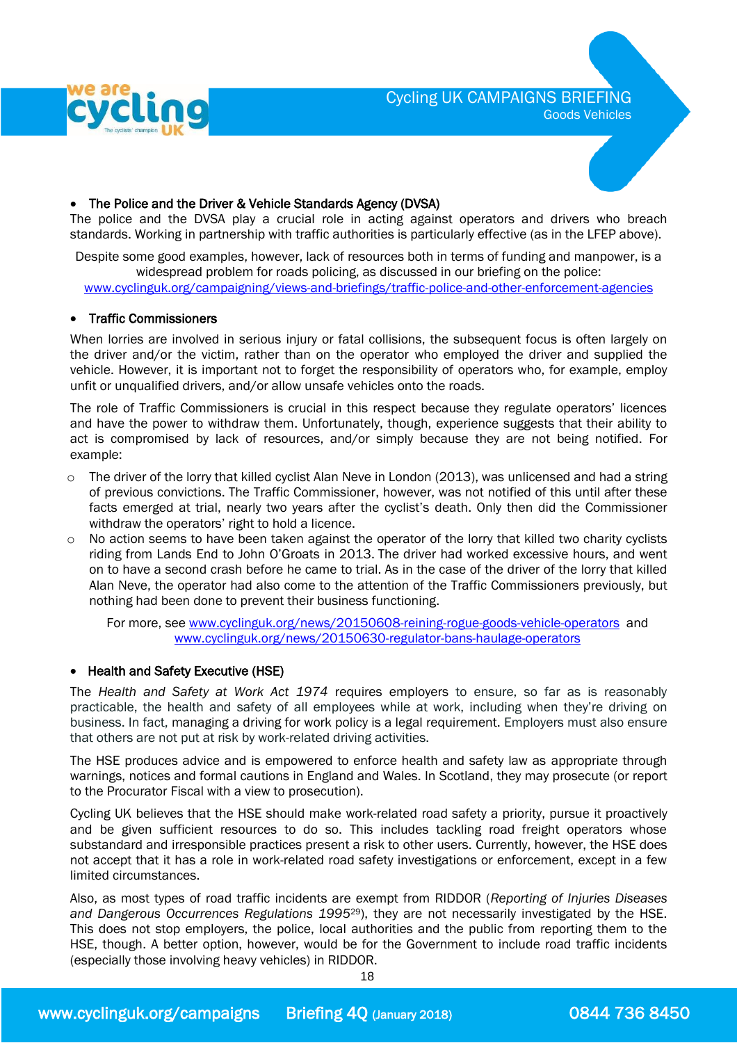- **The Police and the Driver & Vehicle Standards Agency (DVSA)**

The police and the DVSA play a crucial role in acting against operators and drivers who breach standards. Working in partnership with traffic authorities is particularly effective (as in the LFEP above).

Despite some good examples, however, lack of resources both in terms of funding and manpower, is a widespread problem for roads policing, as discussed in our briefing on the police: www.cyclinguk.org/campaigning/views-and-briefings/traffic-police-and-other-enforcement-agencies

- **Traffic Commissioners**

When lorries are involved in serious injury or fatal collisions, the subsequent focus is often largely on the driver and/or the victim, rather than on the operator who employed the driver and supplied the vehicle. However, it is important not to forget the responsibility of operators who, for example, employ unfit or unqualified drivers, and/or allow unsafe vehicles onto the roads.

The role of Traffic Commissioners is crucial in this respect because they regulate operators' licences and have the power to withdraw them. Unfortunately, though, experience suggests that their ability to act is compromised by lack of resources, and/or simply because they are not being notified. For example:

- The driver of the lorry that killed cyclist Alan Neve in London (2013), was unlicensed and had a string of previous convictions. The Traffic Commissioner, however, was not notified of this until after these facts emerged at trial, nearly two years after the cyclist's death. Only then did the Commissioner withdraw the operators' right to hold a licence.
- No action seems to have been taken against the operator of the lorry that killed two charity cyclists riding from Lands End to John O'Groats in 2013. The driver had worked excessive hours, and went on to have a second crash before he came to trial. As in the case of the driver of the lorry that killed Alan Neve, the operator had also come to the attention of the Traffic Commissioners previously, but nothing had been done to prevent their business functioning.

For more, see www.cyclinguk.org/news/20150608-reining-rogue-goods-vehicle-operators and www.cyclinguk.org/news/20150630-regulator-bans-haulage-operators

- **Health and Safety Executive (HSE)**

The *Health and Safety at Work Act 1974* requires employers to ensure, so far as is reasonably practicable, the health and safety of all employees while at work, including when they're driving on business. In fact, managing a driving for work policy is a legal requirement. Employers must also ensure that others are not put at risk by work-related driving activities.

The HSE produces advice and is empowered to enforce health and safety law as appropriate through warnings, notices and formal cautions in England and Wales. In Scotland, they may prosecute (or report to the Procurator Fiscal with a view to prosecution).

Cycling UK believes that the HSE should make work-related road safety a priority, pursue it proactively and be given sufficient resources to do so. This includes tackling road freight operators whose substandard and irresponsible practices present a risk to other users. Currently, however, the HSE does not accept that it has a role in work-related road safety investigations or enforcement, except in a few limited circumstances.

Also, as most types of road traffic incidents are exempt from RIDDOR (*Reporting of Injuries Diseases and Dangerous Occurrences Regulations 1995*[29]), they are not necessarily investigated by the HSE. This does not stop employers, the police, local authorities and the public from reporting them to the HSE, though. A better option, however, would be for the Government to include road traffic incidents (especially those involving heavy vehicles) in RIDDOR.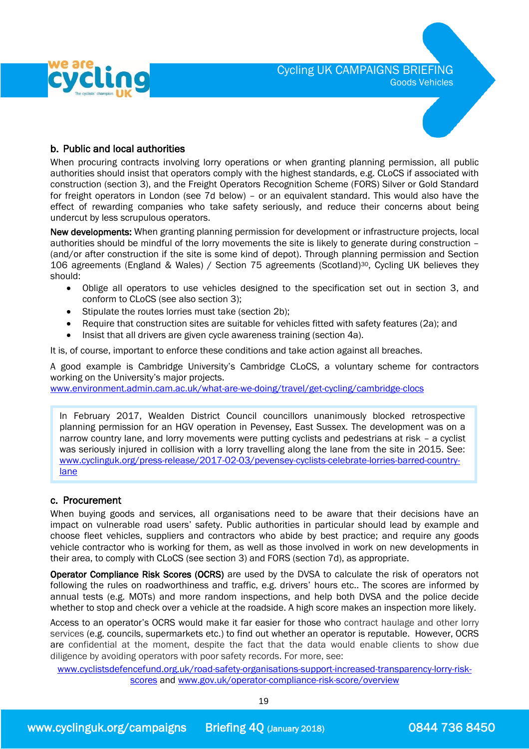### b. Public and local authorities

When procuring contracts involving lorry operations or when granting planning permission, all public authorities should insist that operators comply with the highest standards, e.g. CLoCS if associated with construction (section 3), and the Freight Operators Recognition Scheme (FORS) Silver or Gold Standard for freight operators in London (see 7d below) – or an equivalent standard. This would also have the effect of rewarding companies who take safety seriously, and reduce their concerns about being undercut by less scrupulous operators.

**New developments:** When granting planning permission for development or infrastructure projects, local authorities should be mindful of the lorry movements the site is likely to generate during construction – (and/or after construction if the site is some kind of depot). Through planning permission and Section 106 agreements (England & Wales) / Section 75 agreements (Scotland)[30], Cycling UK believes they should:

- Oblige all operators to use vehicles designed to the specification set out in section 3, and conform to CLoCS (see also section 3);
- Stipulate the routes lorries must take (section 2b);
- Require that construction sites are suitable for vehicles fitted with safety features (2a); and
- Insist that all drivers are given cycle awareness training (section 4a).

It is, of course, important to enforce these conditions and take action against all breaches.

A good example is Cambridge University's Cambridge CLoCS, a voluntary scheme for contractors working on the University's major projects.
www.environment.admin.cam.ac.uk/what-are-we-doing/travel/get-cycling/cambridge-clocs

> In February 2017, Wealden District Council councillors unanimously blocked retrospective planning permission for an HGV operation in Pevensey, East Sussex. The development was on a narrow country lane, and lorry movements were putting cyclists and pedestrians at risk – a cyclist was seriously injured in collision with a lorry travelling along the lane from the site in 2015. See: www.cyclinguk.org/press-release/2017-02-03/pevensey-cyclists-celebrate-lorries-barred-country-lane

### c. Procurement

When buying goods and services, all organisations need to be aware that their decisions have an impact on vulnerable road users' safety. Public authorities in particular should lead by example and choose fleet vehicles, suppliers and contractors who abide by best practice; and require any goods vehicle contractor who is working for them, as well as those involved in work on new developments in their area, to comply with CLoCS (see section 3) and FORS (section 7d), as appropriate.

**Operator Compliance Risk Scores (OCRS)** are used by the DVSA to calculate the risk of operators not following the rules on roadworthiness and traffic, e.g. drivers' hours etc.. The scores are informed by annual tests (e.g. MOTs) and more random inspections, and help both DVSA and the police decide whether to stop and check over a vehicle at the roadside. A high score makes an inspection more likely.

Access to an operator's OCRS would make it far easier for those who contract haulage and other lorry services (e.g. councils, supermarkets etc.) to find out whether an operator is reputable. However, OCRS are confidential at the moment, despite the fact that the data would enable clients to show due diligence by avoiding operators with poor safety records. For more, see:

www.cyclistsdefencefund.org.uk/road-safety-organisations-support-increased-transparency-lorry-risk-scores and www.gov.uk/operator-compliance-risk-score/overview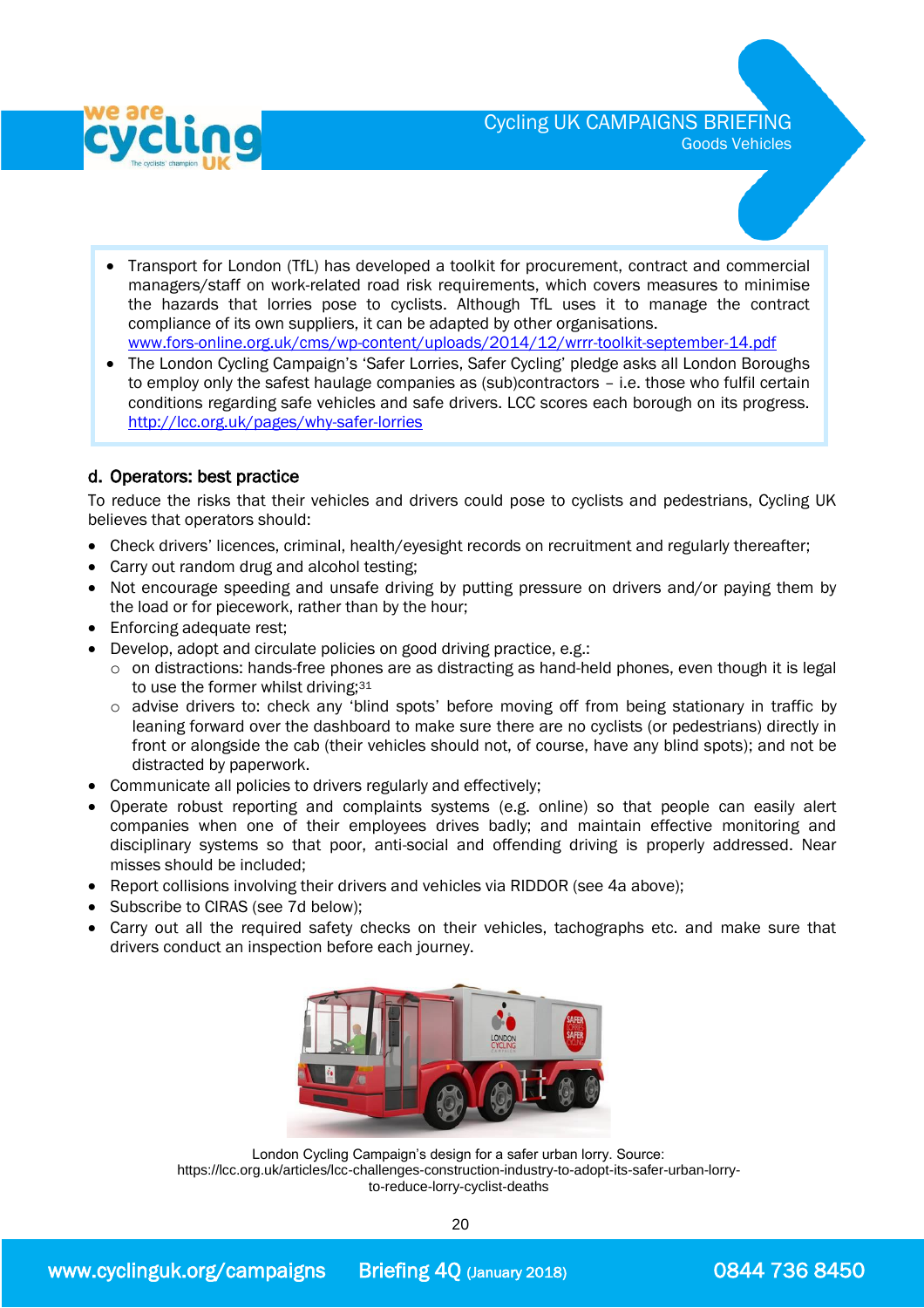- Transport for London (TfL) has developed a toolkit for procurement, contract and commercial managers/staff on work-related road risk requirements, which covers measures to minimise the hazards that lorries pose to cyclists. Although TfL uses it to manage the contract compliance of its own suppliers, it can be adapted by other organisations. www.fors-online.org.uk/cms/wp-content/uploads/2014/12/wrrr-toolkit-september-14.pdf
- The London Cycling Campaign's 'Safer Lorries, Safer Cycling' pledge asks all London Boroughs to employ only the safest haulage companies as (sub)contractors – i.e. those who fulfil certain conditions regarding safe vehicles and safe drivers. LCC scores each borough on its progress. http://lcc.org.uk/pages/why-safer-lorries

### d. Operators: best practice

To reduce the risks that their vehicles and drivers could pose to cyclists and pedestrians, Cycling UK believes that operators should:

- Check drivers' licences, criminal, health/eyesight records on recruitment and regularly thereafter;
- Carry out random drug and alcohol testing;
- Not encourage speeding and unsafe driving by putting pressure on drivers and/or paying them by the load or for piecework, rather than by the hour;
- Enforcing adequate rest;
- Develop, adopt and circulate policies on good driving practice, e.g.:
  - on distractions: hands-free phones are as distracting as hand-held phones, even though it is legal to use the former whilst driving;[31]
  - advise drivers to: check any 'blind spots' before moving off from being stationary in traffic by leaning forward over the dashboard to make sure there are no cyclists (or pedestrians) directly in front or alongside the cab (their vehicles should not, of course, have any blind spots); and not be distracted by paperwork.
- Communicate all policies to drivers regularly and effectively;
- Operate robust reporting and complaints systems (e.g. online) so that people can easily alert companies when one of their employees drives badly; and maintain effective monitoring and disciplinary systems so that poor, anti-social and offending driving is properly addressed. Near misses should be included;
- Report collisions involving their drivers and vehicles via RIDDOR (see 4a above);
- Subscribe to CIRAS (see 7d below);
- Carry out all the required safety checks on their vehicles, tachographs etc. and make sure that drivers conduct an inspection before each journey.

London Cycling Campaign's design for a safer urban lorry. Source: https://lcc.org.uk/articles/lcc-challenges-construction-industry-to-adopt-its-safer-urban-lorry-to-reduce-lorry-cyclist-deaths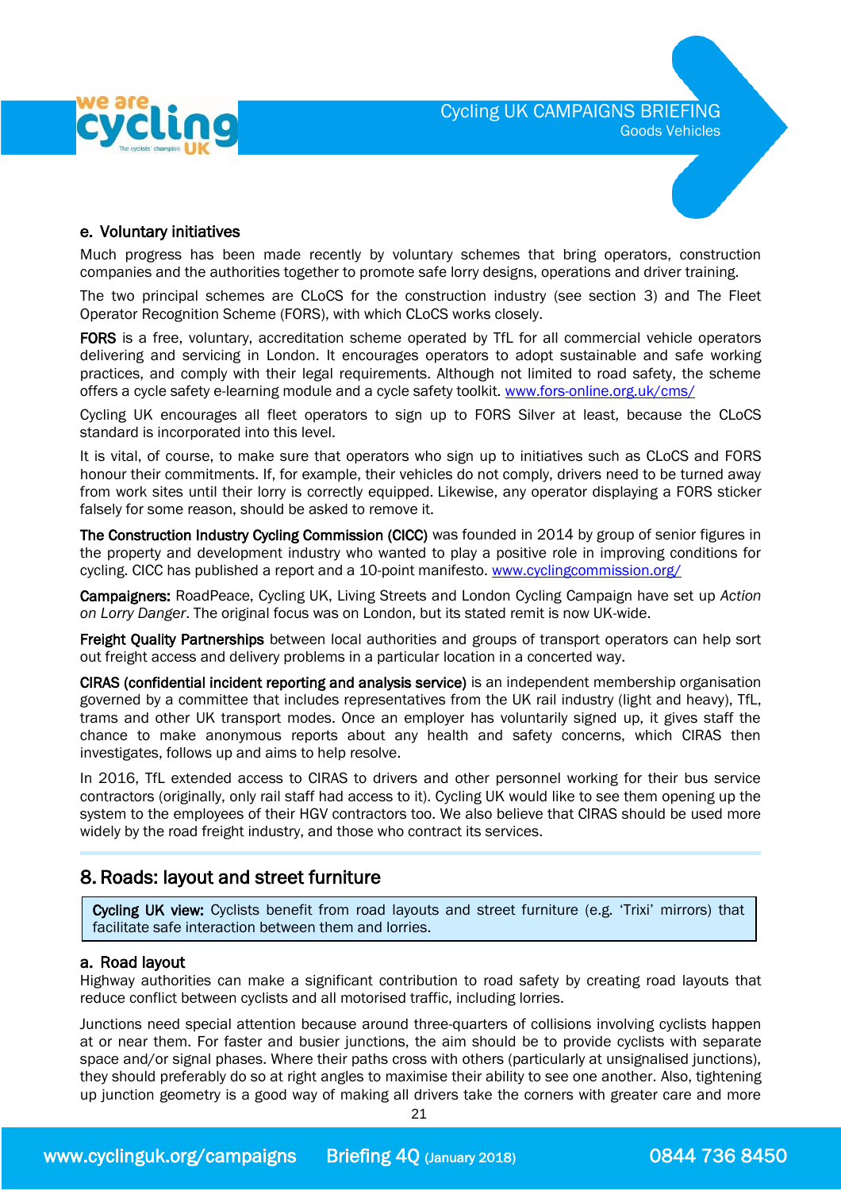### e. Voluntary initiatives

Much progress has been made recently by voluntary schemes that bring operators, construction companies and the authorities together to promote safe lorry designs, operations and driver training.

The two principal schemes are CLoCS for the construction industry (see section 3) and The Fleet Operator Recognition Scheme (FORS), with which CLoCS works closely.

**FORS** is a free, voluntary, accreditation scheme operated by TfL for all commercial vehicle operators delivering and servicing in London. It encourages operators to adopt sustainable and safe working practices, and comply with their legal requirements. Although not limited to road safety, the scheme offers a cycle safety e-learning module and a cycle safety toolkit. [www.fors-online.org.uk/cms/](http://www.fors-online.org.uk/cms/)

Cycling UK encourages all fleet operators to sign up to FORS Silver at least, because the CLoCS standard is incorporated into this level.

It is vital, of course, to make sure that operators who sign up to initiatives such as CLoCS and FORS honour their commitments. If, for example, their vehicles do not comply, drivers need to be turned away from work sites until their lorry is correctly equipped. Likewise, any operator displaying a FORS sticker falsely for some reason, should be asked to remove it.

**The Construction Industry Cycling Commission (CICC)** was founded in 2014 by group of senior figures in the property and development industry who wanted to play a positive role in improving conditions for cycling. CICC has published a report and a 10-point manifesto. [www.cyclingcommission.org/](http://www.cyclingcommission.org/)

**Campaigners:** RoadPeace, Cycling UK, Living Streets and London Cycling Campaign have set up *Action on Lorry Danger*. The original focus was on London, but its stated remit is now UK-wide.

**Freight Quality Partnerships** between local authorities and groups of transport operators can help sort out freight access and delivery problems in a particular location in a concerted way.

**CIRAS (confidential incident reporting and analysis service)** is an independent membership organisation governed by a committee that includes representatives from the UK rail industry (light and heavy), TfL, trams and other UK transport modes. Once an employer has voluntarily signed up, it gives staff the chance to make anonymous reports about any health and safety concerns, which CIRAS then investigates, follows up and aims to help resolve.

In 2016, TfL extended access to CIRAS to drivers and other personnel working for their bus service contractors (originally, only rail staff had access to it). Cycling UK would like to see them opening up the system to the employees of their HGV contractors too. We also believe that CIRAS should be used more widely by the road freight industry, and those who contract its services.

## 8. Roads: layout and street furniture

> **Cycling UK view:** Cyclists benefit from road layouts and street furniture (e.g. 'Trixi' mirrors) that facilitate safe interaction between them and lorries.

### a. Road layout

Highway authorities can make a significant contribution to road safety by creating road layouts that reduce conflict between cyclists and all motorised traffic, including lorries.

Junctions need special attention because around three-quarters of collisions involving cyclists happen at or near them. For faster and busier junctions, the aim should be to provide cyclists with separate space and/or signal phases. Where their paths cross with others (particularly at unsignalised junctions), they should preferably do so at right angles to maximise their ability to see one another. Also, tightening up junction geometry is a good way of making all drivers take the corners with greater care and more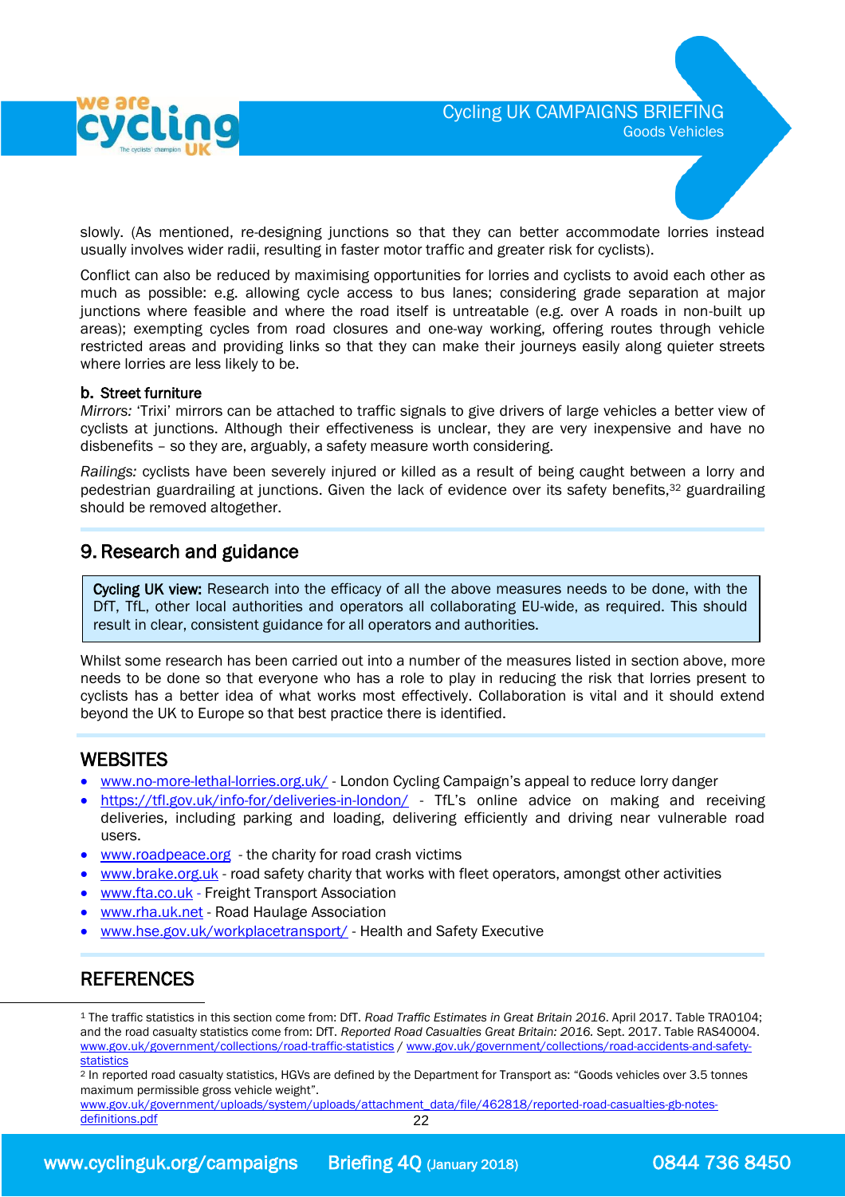slowly. (As mentioned, re-designing junctions so that they can better accommodate lorries instead usually involves wider radii, resulting in faster motor traffic and greater risk for cyclists).

Conflict can also be reduced by maximising opportunities for lorries and cyclists to avoid each other as much as possible: e.g. allowing cycle access to bus lanes; considering grade separation at major junctions where feasible and where the road itself is untreatable (e.g. over A roads in non-built up areas); exempting cycles from road closures and one-way working, offering routes through vehicle restricted areas and providing links so that they can make their journeys easily along quieter streets where lorries are less likely to be.

**b. Street furniture**

*Mirrors:* 'Trixi' mirrors can be attached to traffic signals to give drivers of large vehicles a better view of cyclists at junctions. Although their effectiveness is unclear, they are very inexpensive and have no disbenefits – so they are, arguably, a safety measure worth considering.

*Railings:* cyclists have been severely injured or killed as a result of being caught between a lorry and pedestrian guardrailing at junctions. Given the lack of evidence over its safety benefits,[32] guardrailing should be removed altogether.

## 9. Research and guidance

> **Cycling UK view:** Research into the efficacy of all the above measures needs to be done, with the DfT, TfL, other local authorities and operators all collaborating EU-wide, as required. This should result in clear, consistent guidance for all operators and authorities.

Whilst some research has been carried out into a number of the measures listed in section above, more needs to be done so that everyone who has a role to play in reducing the risk that lorries present to cyclists has a better idea of what works most effectively. Collaboration is vital and it should extend beyond the UK to Europe so that best practice there is identified.

## WEBSITES

- www.no-more-lethal-lorries.org.uk/ - London Cycling Campaign's appeal to reduce lorry danger
- https://tfl.gov.uk/info-for/deliveries-in-london/ - TfL's online advice on making and receiving deliveries, including parking and loading, delivering efficiently and driving near vulnerable road users.
- www.roadpeace.org - the charity for road crash victims
- www.brake.org.uk - road safety charity that works with fleet operators, amongst other activities
- www.fta.co.uk - Freight Transport Association
- www.rha.uk.net - Road Haulage Association
- www.hse.gov.uk/workplacetransport/ - Health and Safety Executive

## REFERENCES

[1] The traffic statistics in this section come from: DfT. *Road Traffic Estimates in Great Britain 2016*. April 2017. Table TRA0104; and the road casualty statistics come from: DfT. *Reported Road Casualties Great Britain: 2016.* Sept. 2017. Table RAS40004. www.gov.uk/government/collections/road-traffic-statistics / www.gov.uk/government/collections/road-accidents-and-safety-statistics

[2] In reported road casualty statistics, HGVs are defined by the Department for Transport as: "Goods vehicles over 3.5 tonnes maximum permissible gross vehicle weight". www.gov.uk/government/uploads/system/uploads/attachment_data/file/462818/reported-road-casualties-gb-notes-definitions.pdf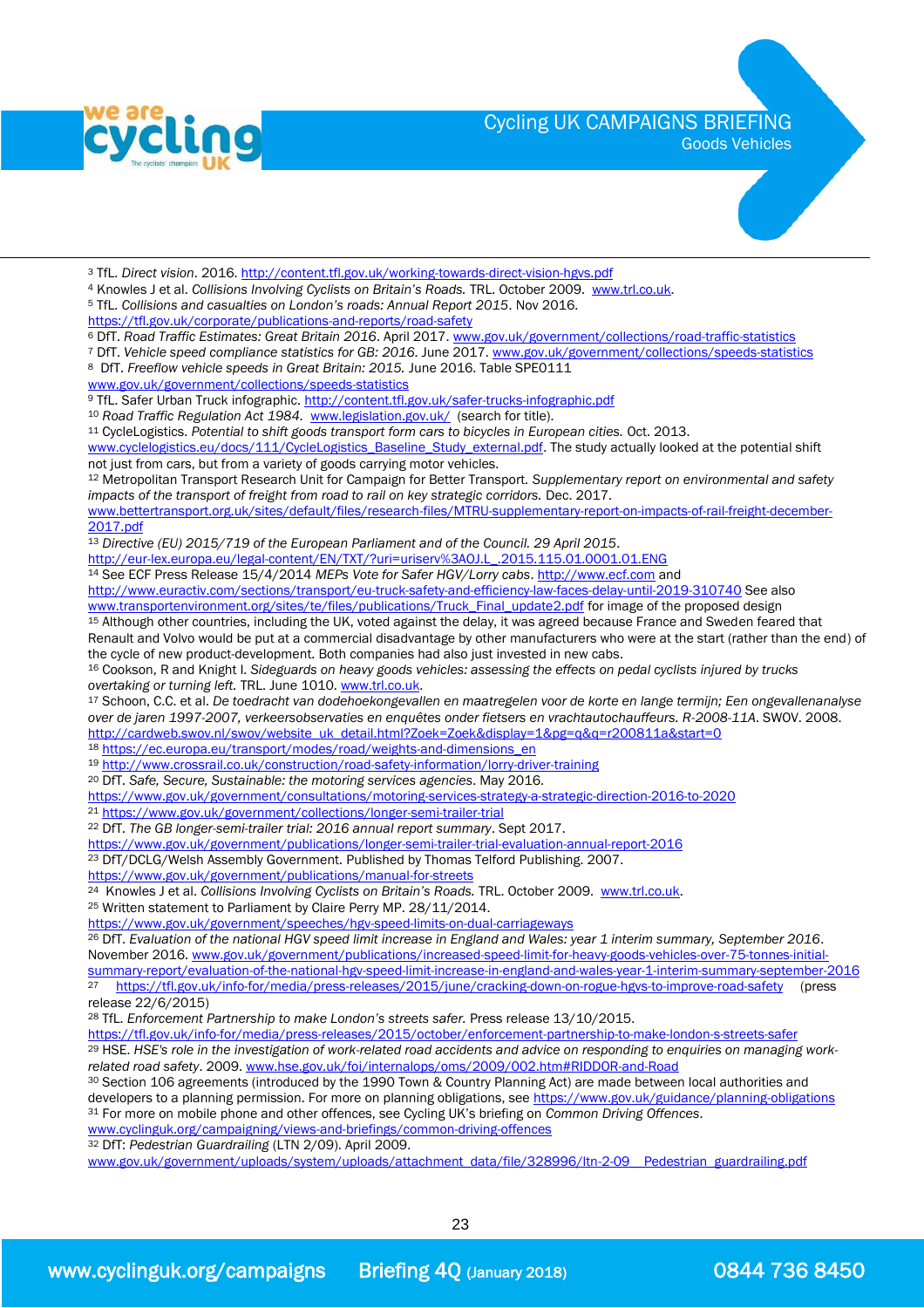[3] TfL. *Direct vision*. 2016. http://content.tfl.gov.uk/working-towards-direct-vision-hgvs.pdf

[4] Knowles J et al. *Collisions Involving Cyclists on Britain's Roads.* TRL. October 2009. www.trl.co.uk.

[5] TfL. *Collisions and casualties on London's roads: Annual Report 2015*. Nov 2016. https://tfl.gov.uk/corporate/publications-and-reports/road-safety

[6] DfT. *Road Traffic Estimates: Great Britain 2016*. April 2017. www.gov.uk/government/collections/road-traffic-statistics

[7] DfT. *Vehicle speed compliance statistics for GB: 2016.* June 2017. www.gov.uk/government/collections/speeds-statistics

[8] DfT. *Freeflow vehicle speeds in Great Britain: 2015.* June 2016. Table SPE0111 www.gov.uk/government/collections/speeds-statistics

[9] TfL. Safer Urban Truck infographic. http://content.tfl.gov.uk/safer-trucks-infographic.pdf

[10] *Road Traffic Regulation Act 1984.* www.legislation.gov.uk/ (search for title).

[11] CycleLogistics. *Potential to shift goods transport form cars to bicycles in European cities.* Oct. 2013. www.cyclelogistics.eu/docs/111/CycleLogistics_Baseline_Study_external.pdf. The study actually looked at the potential shift not just from cars, but from a variety of goods carrying motor vehicles.

[12] Metropolitan Transport Research Unit for Campaign for Better Transport. *Supplementary report on environmental and safety impacts of the transport of freight from road to rail on key strategic corridors.* Dec. 2017. www.bettertransport.org.uk/sites/default/files/research-files/MTRU-supplementary-report-on-impacts-of-rail-freight-december-2017.pdf

[13] *Directive (EU) 2015/719 of the European Parliament and of the Council. 29 April 2015*. http://eur-lex.europa.eu/legal-content/EN/TXT/?uri=uriserv%3AOJ.L_.2015.115.01.0001.01.ENG

[14] See ECF Press Release 15/4/2014 *MEPs Vote for Safer HGV/Lorry cabs*. http://www.ecf.com and http://www.euractiv.com/sections/transport/eu-truck-safety-and-efficiency-law-faces-delay-until-2019-310740 See also www.transportenvironment.org/sites/te/files/publications/Truck_Final_update2.pdf for image of the proposed design

[15] Although other countries, including the UK, voted against the delay, it was agreed because France and Sweden feared that Renault and Volvo would be put at a commercial disadvantage by other manufacturers who were at the start (rather than the end) of the cycle of new product-development. Both companies had also just invested in new cabs.

[16] Cookson, R and Knight I. *Sideguards on heavy goods vehicles: assessing the effects on pedal cyclists injured by trucks overtaking or turning left.* TRL. June 1010. www.trl.co.uk.

[17] Schoon, C.C. et al. *De toedracht van dodehoekongevallen en maatregelen voor de korte en lange termijn; Een ongevallenanalyse over de jaren 1997-2007, verkeersobservaties en enquêtes onder fietsers en vrachtautochauffeurs. R-2008-11A*. SWOV. 2008. http://cardweb.swov.nl/swov/website_uk_detail.html?Zoek=Zoek&display=1&pg=q&q=r200811a&start=0

[18] https://ec.europa.eu/transport/modes/road/weights-and-dimensions_en

[19] http://www.crossrail.co.uk/construction/road-safety-information/lorry-driver-training

[20] DfT. *Safe, Secure, Sustainable: the motoring services agencies*. May 2016. https://www.gov.uk/government/consultations/motoring-services-strategy-a-strategic-direction-2016-to-2020

[21] https://www.gov.uk/government/collections/longer-semi-trailer-trial

[22] DfT. *The GB longer-semi-trailer trial: 2016 annual report summary*. Sept 2017. https://www.gov.uk/government/publications/longer-semi-trailer-trial-evaluation-annual-report-2016

[23] DfT/DCLG/Welsh Assembly Government. Published by Thomas Telford Publishing. 2007. https://www.gov.uk/government/publications/manual-for-streets

[24] Knowles J et al. *Collisions Involving Cyclists on Britain's Roads.* TRL. October 2009. www.trl.co.uk.

[25] Written statement to Parliament by Claire Perry MP. 28/11/2014. https://www.gov.uk/government/speeches/hgv-speed-limits-on-dual-carriageways

[26] DfT. *Evaluation of the national HGV speed limit increase in England and Wales: year 1 interim summary, September 2016*. November 2016. www.gov.uk/government/publications/increased-speed-limit-for-heavy-goods-vehicles-over-75-tonnes-initial-summary-report/evaluation-of-the-national-hgv-speed-limit-increase-in-england-and-wales-year-1-interim-summary-september-2016

[27] https://tfl.gov.uk/info-for/media/press-releases/2015/june/cracking-down-on-rogue-hgvs-to-improve-road-safety (press release 22/6/2015)

[28] TfL. *Enforcement Partnership to make London's streets safer.* Press release 13/10/2015. https://tfl.gov.uk/info-for/media/press-releases/2015/october/enforcement-partnership-to-make-london-s-streets-safer

[29] HSE. *HSE's role in the investigation of work-related road accidents and advice on responding to enquiries on managing work-related road safety*. 2009. www.hse.gov.uk/foi/internalops/oms/2009/002.htm#RIDDOR-and-Road

[30] Section 106 agreements (introduced by the 1990 Town & Country Planning Act) are made between local authorities and developers to a planning permission. For more on planning obligations, see https://www.gov.uk/guidance/planning-obligations

[31] For more on mobile phone and other offences, see Cycling UK's briefing on *Common Driving Offences*. www.cyclinguk.org/campaigning/views-and-briefings/common-driving-offences

[32] DfT: *Pedestrian Guardrailing* (LTN 2/09). April 2009. www.gov.uk/government/uploads/system/uploads/attachment_data/file/328996/ltn-2-09__Pedestrian_guardrailing.pdf